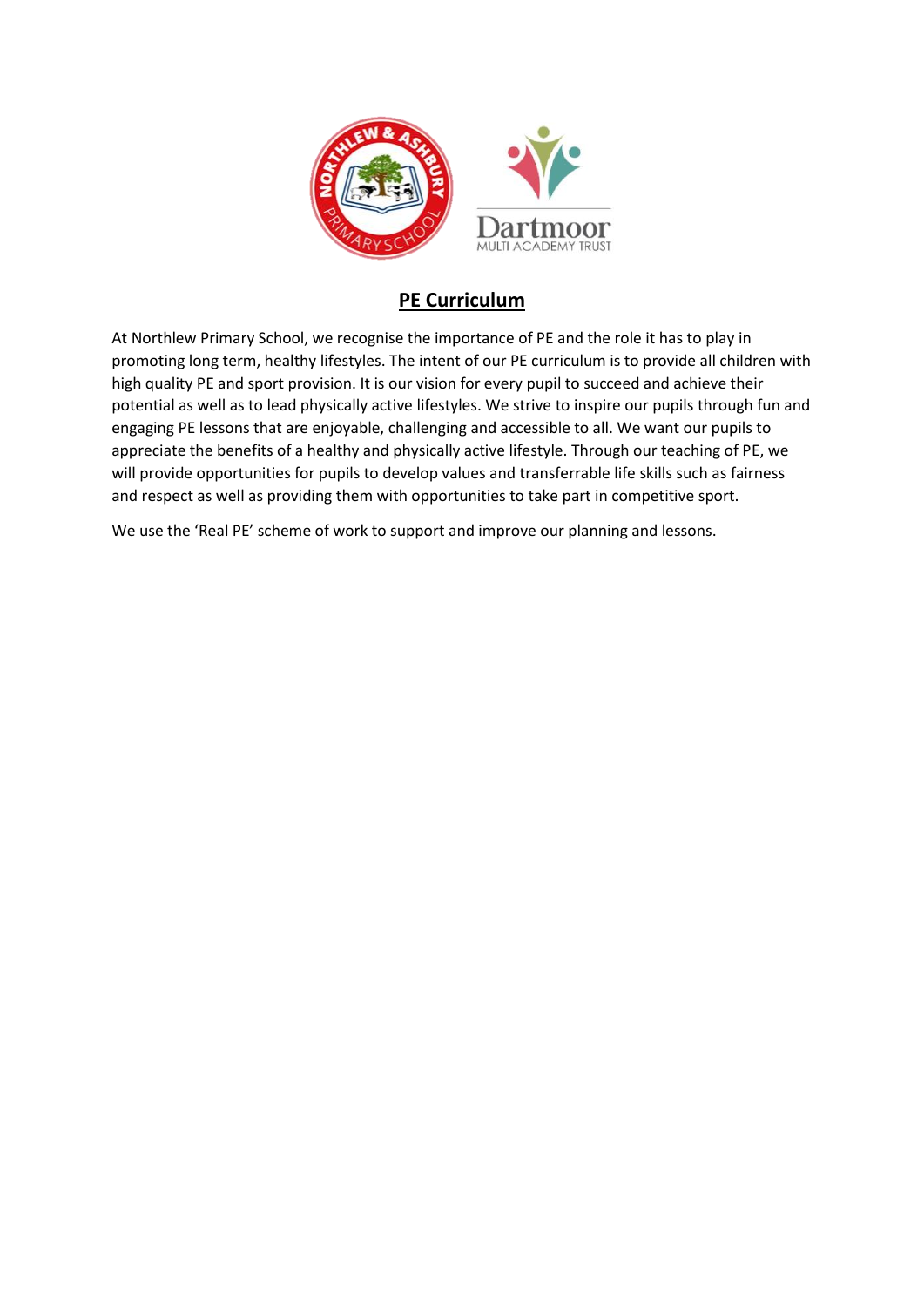# PE Curriculum

At Northlew Primary School, we recognise the importance of PE and the role it has to play in promoting long term, healthy lifestyles. The intent of our PE curriculum is to provide all children with high quality PE and sport provision. It is our vision for every pupil to succeed and achieve their potential as well as to lead physically active lifestyles. We strive to inspire our pupils through fun and engaging PE lessons that are enjoyable, challenging and accessible to all. We want our pupils to appreciate the benefits of a healthy and physically active lifestyle. Through our teaching of PE, we will provide opportunities for pupils to develop values and transferrable life skills such as fairness and respect as well as providing them with opportunities to take part in competitive sport.

We use the 'Real PE' scheme of work to support and improve our planning and lessons.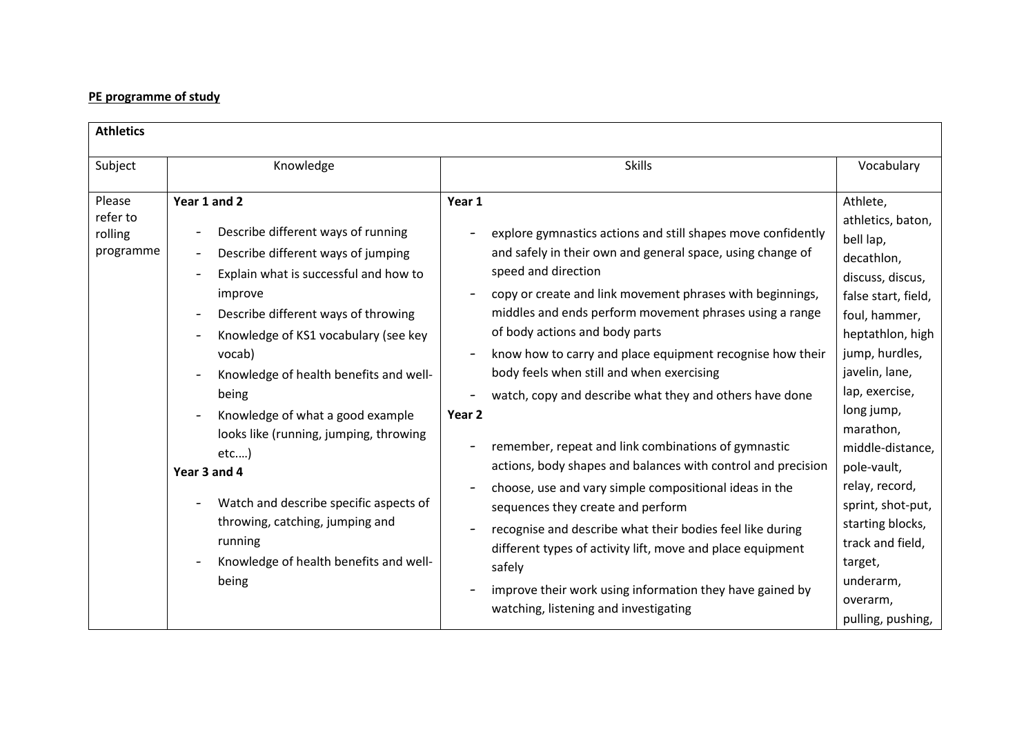**PE programme of study**

| Athletics | | | |
|---|---|---|---|
| Subject | Knowledge | Skills | Vocabulary |
| Please refer to rolling programme | **Year 1 and 2**<br>- Describe different ways of running<br>- Describe different ways of jumping<br>- Explain what is successful and how to improve<br>- Describe different ways of throwing<br>- Knowledge of KS1 vocabulary (see key vocab)<br>- Knowledge of health benefits and well-being<br>- Knowledge of what a good example looks like (running, jumping, throwing etc.…)<br>**Year 3 and 4**<br>- Watch and describe specific aspects of throwing, catching, jumping and running<br>- Knowledge of health benefits and well-being | **Year 1**<br>- explore gymnastics actions and still shapes move confidently and safely in their own and general space, using change of speed and direction<br>- copy or create and link movement phrases with beginnings, middles and ends perform movement phrases using a range of body actions and body parts<br>- know how to carry and place equipment recognise how their body feels when still and when exercising<br>- watch, copy and describe what they and others have done<br>**Year 2**<br>- remember, repeat and link combinations of gymnastic actions, body shapes and balances with control and precision<br>- choose, use and vary simple compositional ideas in the sequences they create and perform<br>- recognise and describe what their bodies feel like during different types of activity lift, move and place equipment safely<br>- improve their work using information they have gained by watching, listening and investigating | Athlete, athletics, baton, bell lap, decathlon, discuss, discus, false start, field, foul, hammer, heptathlon, high jump, hurdles, javelin, lane, lap, exercise, long jump, marathon, middle-distance, pole-vault, relay, record, sprint, shot-put, starting blocks, track and field, target, underarm, overarm, pulling, pushing, |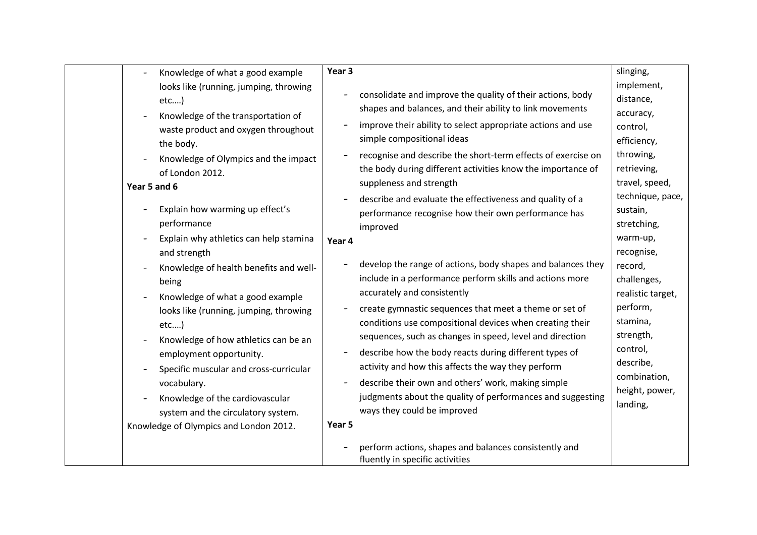| | | | |
|---|---|---|---|
| | - Knowledge of what a good example looks like (running, jumping, throwing etc….)<br>- Knowledge of the transportation of waste product and oxygen throughout the body.<br>- Knowledge of Olympics and the impact of London 2012.<br>**Year 5 and 6**<br>- Explain how warming up effect's performance<br>- Explain why athletics can help stamina and strength<br>- Knowledge of health benefits and well-being<br>- Knowledge of what a good example looks like (running, jumping, throwing etc….)<br>- Knowledge of how athletics can be an employment opportunity.<br>- Specific muscular and cross-curricular vocabulary.<br>- Knowledge of the cardiovascular system and the circulatory system.<br>Knowledge of Olympics and London 2012. | **Year 3**<br>- consolidate and improve the quality of their actions, body shapes and balances, and their ability to link movements<br>- improve their ability to select appropriate actions and use simple compositional ideas<br>- recognise and describe the short-term effects of exercise on the body during different activities know the importance of suppleness and strength<br>- describe and evaluate the effectiveness and quality of a performance recognise how their own performance has improved<br>**Year 4**<br>- develop the range of actions, body shapes and balances they include in a performance perform skills and actions more accurately and consistently<br>- create gymnastic sequences that meet a theme or set of conditions use compositional devices when creating their sequences, such as changes in speed, level and direction<br>- describe how the body reacts during different types of activity and how this affects the way they perform<br>- describe their own and others' work, making simple judgments about the quality of performances and suggesting ways they could be improved<br>**Year 5**<br>- perform actions, shapes and balances consistently and fluently in specific activities | slinging, implement, distance, accuracy, control, efficiency, throwing, retrieving, travel, speed, technique, pace, sustain, stretching, warm-up, recognise, record, challenges, realistic target, perform, stamina, strength, control, describe, combination, height, power, landing, |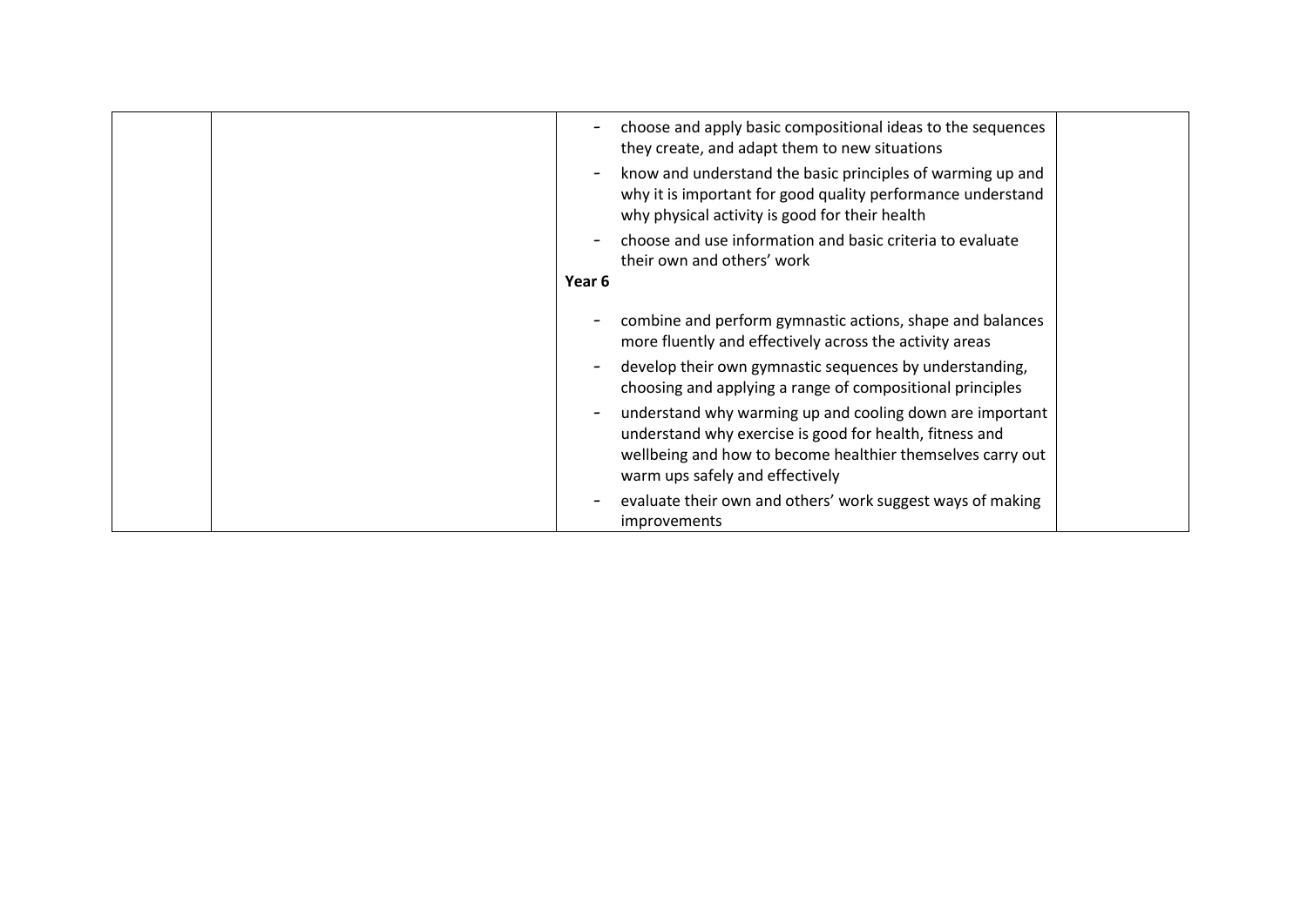|  |  |  |  |
|---|---|---|---|
|  |  | - choose and apply basic compositional ideas to the sequences they create, and adapt them to new situations<br>- know and understand the basic principles of warming up and why it is important for good quality performance understand why physical activity is good for their health<br>- choose and use information and basic criteria to evaluate their own and others' work<br>**Year 6**<br>- combine and perform gymnastic actions, shape and balances more fluently and effectively across the activity areas<br>- develop their own gymnastic sequences by understanding, choosing and applying a range of compositional principles<br>- understand why warming up and cooling down are important understand why exercise is good for health, fitness and wellbeing and how to become healthier themselves carry out warm ups safely and effectively<br>- evaluate their own and others' work suggest ways of making improvements |  |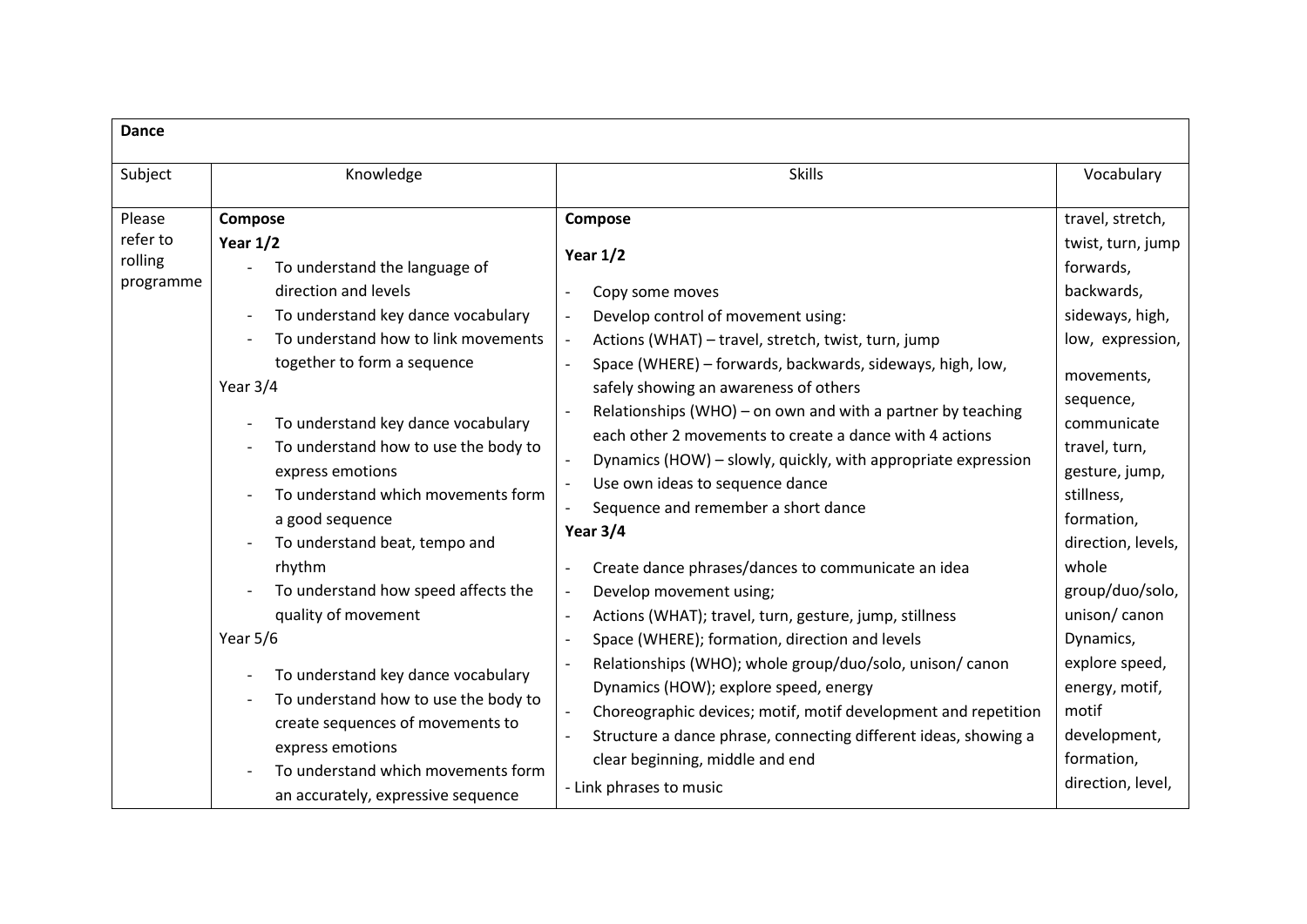| Dance | | | |
|---|---|---|---|
| Subject | Knowledge | Skills | Vocabulary |
| Please refer to rolling programme | **Compose**<br>**Year 1/2**<br>- To understand the language of direction and levels<br>- To understand key dance vocabulary<br>- To understand how to link movements together to form a sequence<br>Year 3/4<br>- To understand key dance vocabulary<br>- To understand how to use the body to express emotions<br>- To understand which movements form a good sequence<br>- To understand beat, tempo and rhythm<br>- To understand how speed affects the quality of movement<br>Year 5/6<br>- To understand key dance vocabulary<br>- To understand how to use the body to create sequences of movements to express emotions<br>- To understand which movements form an accurately, expressive sequence | **Compose**<br>**Year 1/2**<br>- Copy some moves<br>- Develop control of movement using:<br>- Actions (WHAT) – travel, stretch, twist, turn, jump<br>- Space (WHERE) – forwards, backwards, sideways, high, low, safely showing an awareness of others<br>- Relationships (WHO) – on own and with a partner by teaching each other 2 movements to create a dance with 4 actions<br>- Dynamics (HOW) – slowly, quickly, with appropriate expression<br>- Use own ideas to sequence dance<br>- Sequence and remember a short dance<br>**Year 3/4**<br>- Create dance phrases/dances to communicate an idea<br>- Develop movement using;<br>- Actions (WHAT); travel, turn, gesture, jump, stillness<br>- Space (WHERE); formation, direction and levels<br>- Relationships (WHO); whole group/duo/solo, unison/ canon Dynamics (HOW); explore speed, energy<br>- Choreographic devices; motif, motif development and repetition<br>- Structure a dance phrase, connecting different ideas, showing a clear beginning, middle and end<br>- Link phrases to music | travel, stretch, twist, turn, jump forwards, backwards, sideways, high, low, expression,<br>movements, sequence, communicate travel, turn, gesture, jump, stillness, formation, direction, levels, whole group/duo/solo, unison/ canon Dynamics, explore speed, energy, motif, motif development, formation, direction, level, |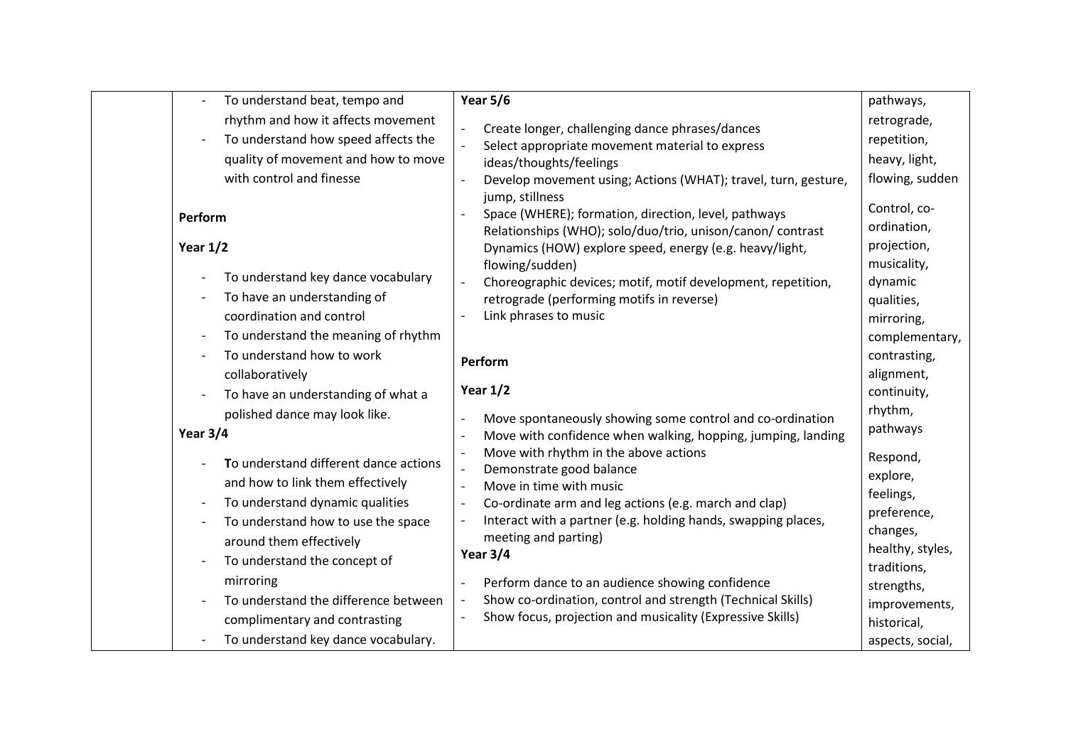|  | - To understand beat, tempo and rhythm and how it affects movement<br>- To understand how speed affects the quality of movement and how to move with control and finesse<br><br>**Perform**<br><br>**Year 1/2**<br>- To understand key dance vocabulary<br>- To have an understanding of coordination and control<br>- To understand the meaning of rhythm<br>- To understand how to work collaboratively<br>- To have an understanding of what a polished dance may look like.<br><br>**Year 3/4**<br>- **T**o understand different dance actions and how to link them effectively<br>- To understand dynamic qualities<br>- To understand how to use the space around them effectively<br>- To understand the concept of mirroring<br>- To understand the difference between complimentary and contrasting<br>- To understand key dance vocabulary. | **Year 5/6**<br>- Create longer, challenging dance phrases/dances<br>- Select appropriate movement material to express ideas/thoughts/feelings<br>- Develop movement using; Actions (WHAT); travel, turn, gesture, jump, stillness<br>- Space (WHERE); formation, direction, level, pathways Relationships (WHO); solo/duo/trio, unison/canon/ contrast Dynamics (HOW) explore speed, energy (e.g. heavy/light, flowing/sudden)<br>- Choreographic devices; motif, motif development, repetition, retrograde (performing motifs in reverse)<br>- Link phrases to music<br><br>**Perform**<br><br>**Year 1/2**<br>- Move spontaneously showing some control and co-ordination<br>- Move with confidence when walking, hopping, jumping, landing<br>- Move with rhythm in the above actions<br>- Demonstrate good balance<br>- Move in time with music<br>- Co-ordinate arm and leg actions (e.g. march and clap)<br>- Interact with a partner (e.g. holding hands, swapping places, meeting and parting)<br><br>**Year 3/4**<br>- Perform dance to an audience showing confidence<br>- Show co-ordination, control and strength (Technical Skills)<br>- Show focus, projection and musicality (Expressive Skills) | pathways, retrograde, repetition, heavy, light, flowing, sudden<br><br>Control, co-ordination, projection, musicality, dynamic qualities, mirroring, complementary, contrasting, alignment, continuity, rhythm, pathways<br><br>Respond, explore, feelings, preference, changes, healthy, styles, traditions, strengths, improvements, historical, aspects, social, |
|---|---|---|---|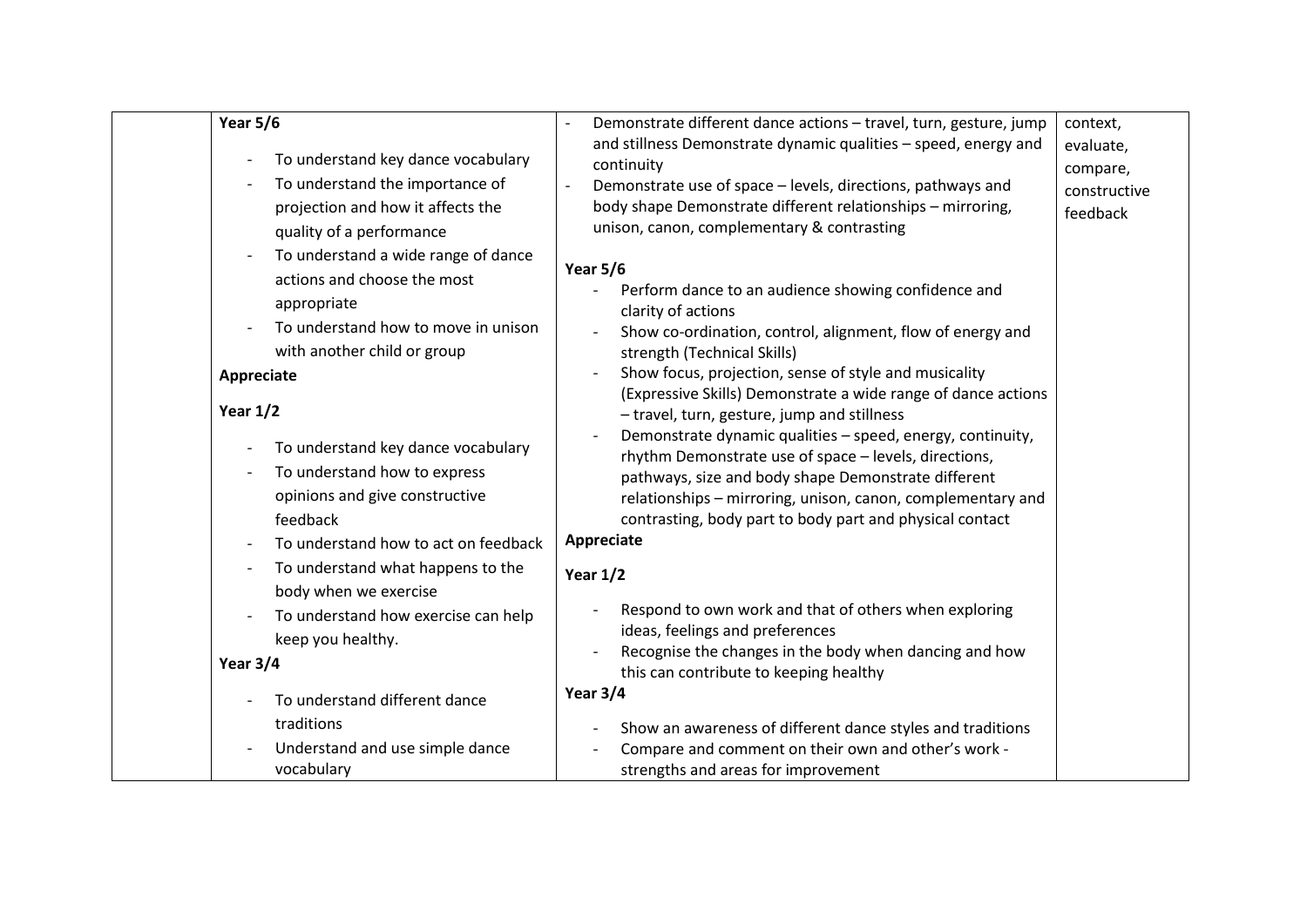| | | | |
|---|---|---|---|
| | **Year 5/6**<br>- To understand key dance vocabulary<br>- To understand the importance of projection and how it affects the quality of a performance<br>- To understand a wide range of dance actions and choose the most appropriate<br>- To understand how to move in unison with another child or group<br>**Appreciate**<br>**Year 1/2**<br>- To understand key dance vocabulary<br>- To understand how to express opinions and give constructive feedback<br>- To understand how to act on feedback<br>- To understand what happens to the body when we exercise<br>- To understand how exercise can help keep you healthy.<br>**Year 3/4**<br>- To understand different dance traditions<br>- Understand and use simple dance vocabulary | - Demonstrate different dance actions – travel, turn, gesture, jump and stillness Demonstrate dynamic qualities – speed, energy and continuity<br>- Demonstrate use of space – levels, directions, pathways and body shape Demonstrate different relationships – mirroring, unison, canon, complementary & contrasting<br>**Year 5/6**<br>- Perform dance to an audience showing confidence and clarity of actions<br>- Show co-ordination, control, alignment, flow of energy and strength (Technical Skills)<br>- Show focus, projection, sense of style and musicality (Expressive Skills) Demonstrate a wide range of dance actions – travel, turn, gesture, jump and stillness<br>- Demonstrate dynamic qualities – speed, energy, continuity, rhythm Demonstrate use of space – levels, directions, pathways, size and body shape Demonstrate different relationships – mirroring, unison, canon, complementary and contrasting, body part to body part and physical contact<br>**Appreciate**<br>**Year 1/2**<br>- Respond to own work and that of others when exploring ideas, feelings and preferences<br>- Recognise the changes in the body when dancing and how this can contribute to keeping healthy<br>**Year 3/4**<br>- Show an awareness of different dance styles and traditions<br>- Compare and comment on their own and other's work - strengths and areas for improvement | context, evaluate, compare, constructive feedback |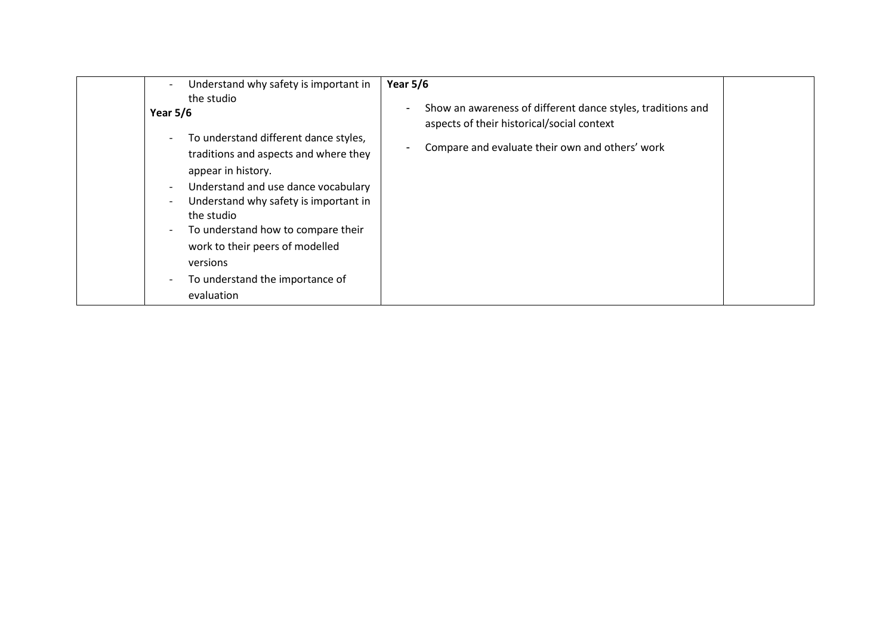|  |  |  |  |
|---|---|---|---|
|  | - Understand why safety is important in the studio<br>**Year 5/6**<br>- To understand different dance styles, traditions and aspects and where they appear in history.<br>- Understand and use dance vocabulary<br>- Understand why safety is important in the studio<br>- To understand how to compare their work to their peers of modelled versions<br>- To understand the importance of evaluation | **Year 5/6**<br>- Show an awareness of different dance styles, traditions and aspects of their historical/social context<br>- Compare and evaluate their own and others' work |  |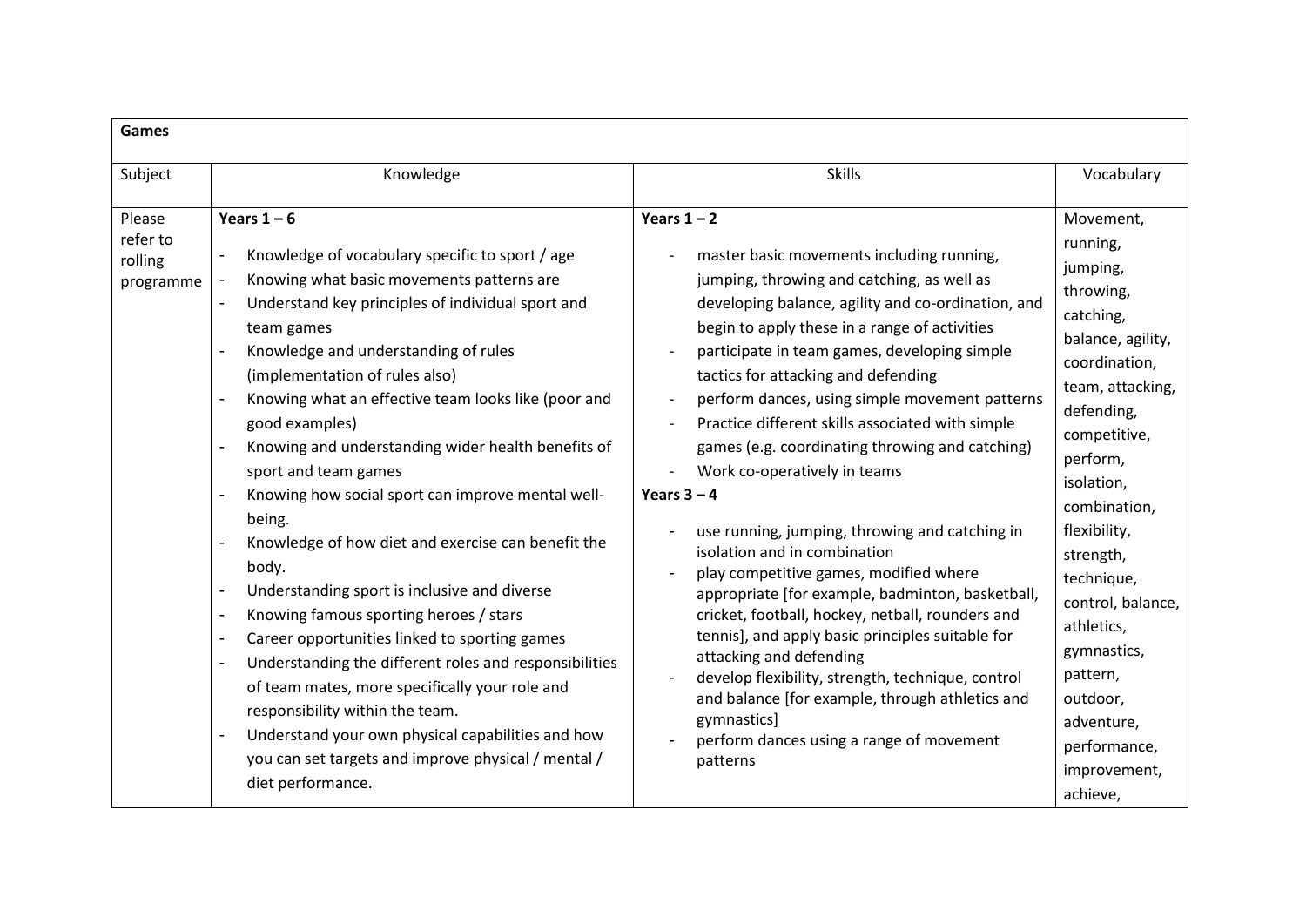| Games | | | |
|---|---|---|---|
| Subject | Knowledge | Skills | Vocabulary |
| Please refer to rolling programme | **Years 1 – 6**<br>- Knowledge of vocabulary specific to sport / age<br>- Knowing what basic movements patterns are<br>- Understand key principles of individual sport and team games<br>- Knowledge and understanding of rules (implementation of rules also)<br>- Knowing what an effective team looks like (poor and good examples)<br>- Knowing and understanding wider health benefits of sport and team games<br>- Knowing how social sport can improve mental well-being.<br>- Knowledge of how diet and exercise can benefit the body.<br>- Understanding sport is inclusive and diverse<br>- Knowing famous sporting heroes / stars<br>- Career opportunities linked to sporting games<br>- Understanding the different roles and responsibilities of team mates, more specifically your role and responsibility within the team.<br>- Understand your own physical capabilities and how you can set targets and improve physical / mental / diet performance. | **Years 1 – 2**<br>- master basic movements including running, jumping, throwing and catching, as well as developing balance, agility and co-ordination, and begin to apply these in a range of activities<br>- participate in team games, developing simple tactics for attacking and defending<br>- perform dances, using simple movement patterns<br>- Practice different skills associated with simple games (e.g. coordinating throwing and catching)<br>- Work co-operatively in teams<br>**Years 3 – 4**<br>- use running, jumping, throwing and catching in isolation and in combination<br>- play competitive games, modified where appropriate [for example, badminton, basketball, cricket, football, hockey, netball, rounders and tennis], and apply basic principles suitable for attacking and defending<br>- develop flexibility, strength, technique, control and balance [for example, through athletics and gymnastics]<br>- perform dances using a range of movement patterns | Movement, running, jumping, throwing, catching, balance, agility, coordination, team, attacking, defending, competitive, perform, isolation, combination, flexibility, strength, technique, control, balance, athletics, gymnastics, pattern, outdoor, adventure, performance, improvement, achieve, |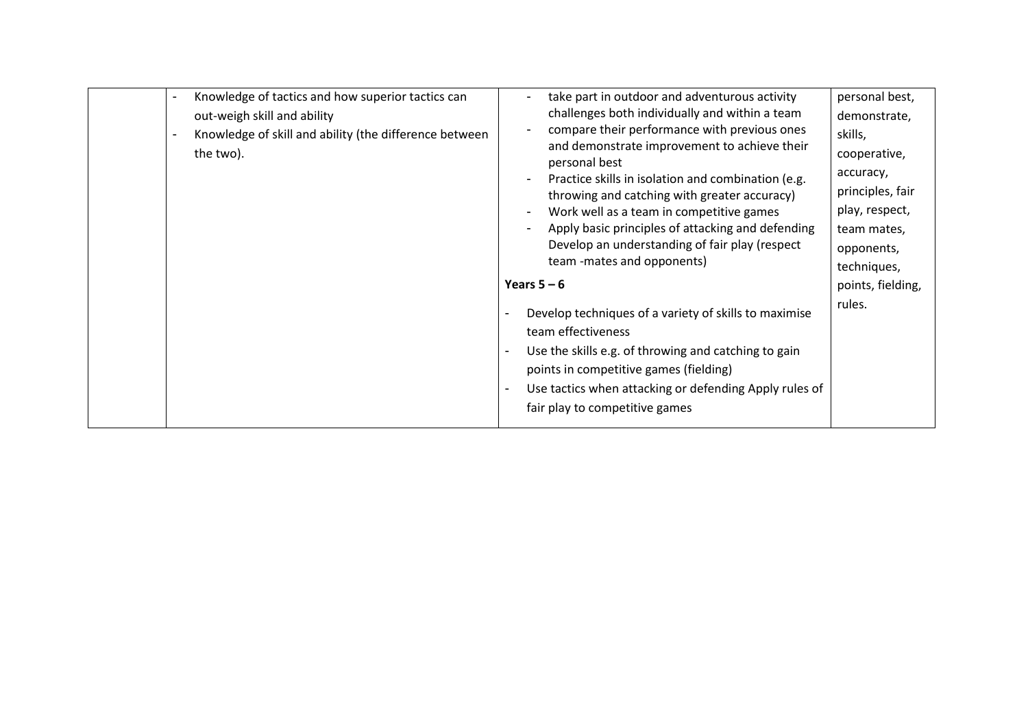|  |  |  |  |
| --- | --- | --- | --- |
|  | - Knowledge of tactics and how superior tactics can out-weigh skill and ability<br>- Knowledge of skill and ability (the difference between the two). | - take part in outdoor and adventurous activity challenges both individually and within a team<br>- compare their performance with previous ones and demonstrate improvement to achieve their personal best<br>- Practice skills in isolation and combination (e.g. throwing and catching with greater accuracy)<br>- Work well as a team in competitive games<br>- Apply basic principles of attacking and defending Develop an understanding of fair play (respect team -mates and opponents)<br><br>**Years 5 – 6**<br><br>- Develop techniques of a variety of skills to maximise team effectiveness<br>- Use the skills e.g. of throwing and catching to gain points in competitive games (fielding)<br>- Use tactics when attacking or defending Apply rules of fair play to competitive games | personal best, demonstrate, skills, cooperative, accuracy, principles, fair play, respect, team mates, opponents, techniques, points, fielding, rules. |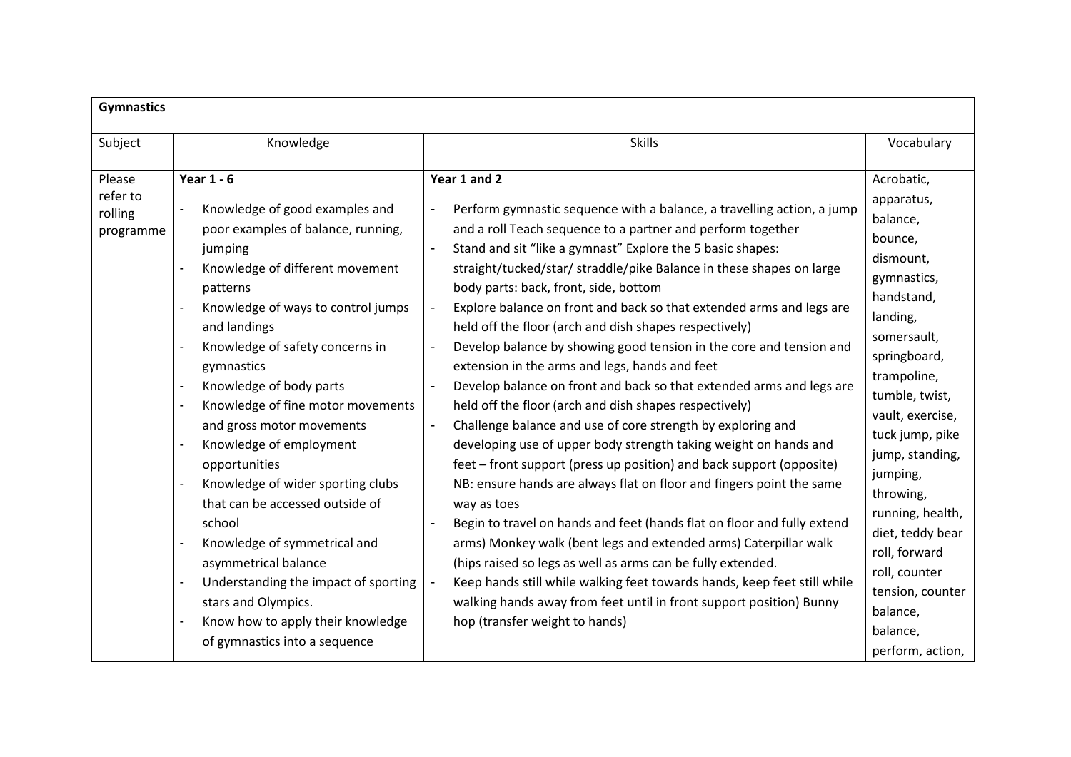| **Gymnastics** | | | |
|---|---|---|---|
| Subject | Knowledge | Skills | Vocabulary |
| Please refer to rolling programme | **Year 1 - 6**<br>- Knowledge of good examples and poor examples of balance, running, jumping<br>- Knowledge of different movement patterns<br>- Knowledge of ways to control jumps and landings<br>- Knowledge of safety concerns in gymnastics<br>- Knowledge of body parts<br>- Knowledge of fine motor movements and gross motor movements<br>- Knowledge of employment opportunities<br>- Knowledge of wider sporting clubs that can be accessed outside of school<br>- Knowledge of symmetrical and asymmetrical balance<br>- Understanding the impact of sporting stars and Olympics.<br>- Know how to apply their knowledge of gymnastics into a sequence | **Year 1 and 2**<br>- Perform gymnastic sequence with a balance, a travelling action, a jump and a roll Teach sequence to a partner and perform together<br>- Stand and sit "like a gymnast" Explore the 5 basic shapes: straight/tucked/star/ straddle/pike Balance in these shapes on large body parts: back, front, side, bottom<br>- Explore balance on front and back so that extended arms and legs are held off the floor (arch and dish shapes respectively)<br>- Develop balance by showing good tension in the core and tension and extension in the arms and legs, hands and feet<br>- Develop balance on front and back so that extended arms and legs are held off the floor (arch and dish shapes respectively)<br>- Challenge balance and use of core strength by exploring and developing use of upper body strength taking weight on hands and feet – front support (press up position) and back support (opposite) NB: ensure hands are always flat on floor and fingers point the same way as toes<br>- Begin to travel on hands and feet (hands flat on floor and fully extend arms) Monkey walk (bent legs and extended arms) Caterpillar walk (hips raised so legs as well as arms can be fully extended.<br>- Keep hands still while walking feet towards hands, keep feet still while walking hands away from feet until in front support position) Bunny hop (transfer weight to hands) | Acrobatic, apparatus, balance, bounce, dismount, gymnastics, handstand, landing, somersault, springboard, trampoline, tumble, twist, vault, exercise, tuck jump, pike jump, standing, jumping, throwing, running, health, diet, teddy bear roll, forward roll, counter tension, counter balance, balance, perform, action, |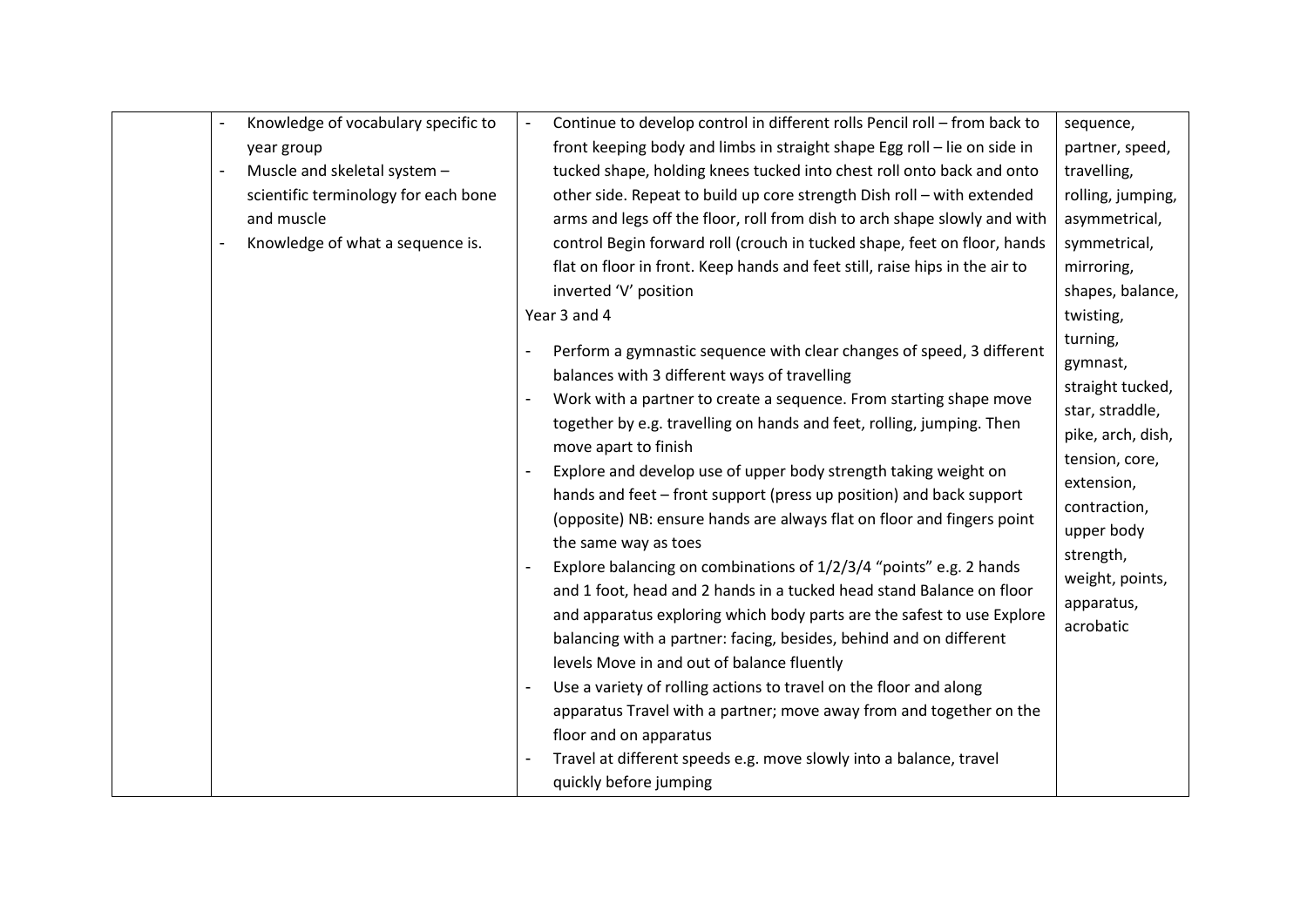| | | | |
|---|---|---|---|
| | - Knowledge of vocabulary specific to year group<br>- Muscle and skeletal system – scientific terminology for each bone and muscle<br>- Knowledge of what a sequence is. | - Continue to develop control in different rolls Pencil roll – from back to front keeping body and limbs in straight shape Egg roll – lie on side in tucked shape, holding knees tucked into chest roll onto back and onto other side. Repeat to build up core strength Dish roll – with extended arms and legs off the floor, roll from dish to arch shape slowly and with control Begin forward roll (crouch in tucked shape, feet on floor, hands flat on floor in front. Keep hands and feet still, raise hips in the air to inverted 'V' position<br>Year 3 and 4<br>- Perform a gymnastic sequence with clear changes of speed, 3 different balances with 3 different ways of travelling<br>- Work with a partner to create a sequence. From starting shape move together by e.g. travelling on hands and feet, rolling, jumping. Then move apart to finish<br>- Explore and develop use of upper body strength taking weight on hands and feet – front support (press up position) and back support (opposite) NB: ensure hands are always flat on floor and fingers point the same way as toes<br>- Explore balancing on combinations of 1/2/3/4 "points" e.g. 2 hands and 1 foot, head and 2 hands in a tucked head stand Balance on floor and apparatus exploring which body parts are the safest to use Explore balancing with a partner: facing, besides, behind and on different levels Move in and out of balance fluently<br>- Use a variety of rolling actions to travel on the floor and along apparatus Travel with a partner; move away from and together on the floor and on apparatus<br>- Travel at different speeds e.g. move slowly into a balance, travel quickly before jumping | sequence, partner, speed, travelling, rolling, jumping, asymmetrical, symmetrical, mirroring, shapes, balance, twisting, turning, gymnast, straight tucked, star, straddle, pike, arch, dish, tension, core, extension, contraction, upper body strength, weight, points, apparatus, acrobatic |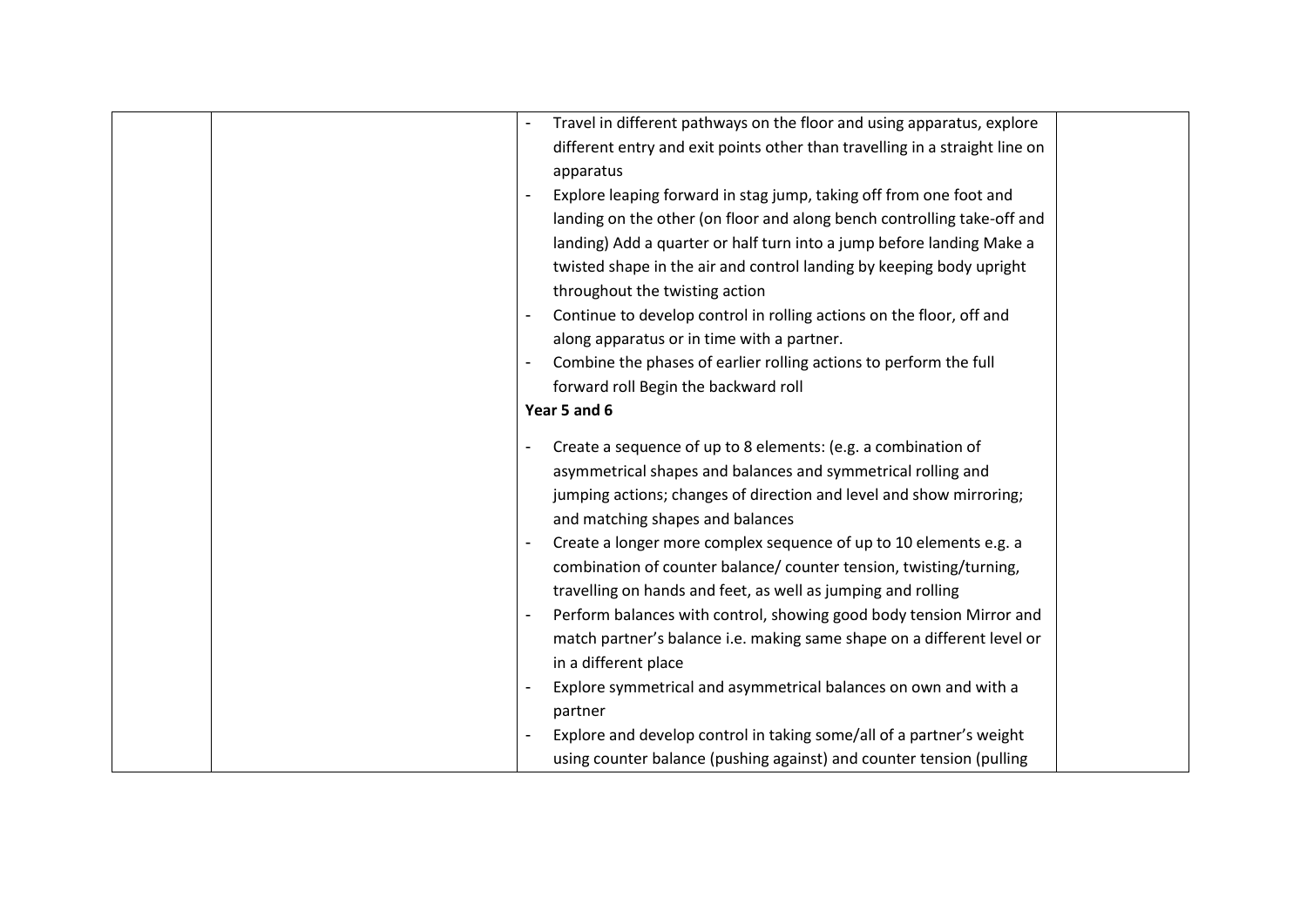| | | - Travel in different pathways on the floor and using apparatus, explore different entry and exit points other than travelling in a straight line on apparatus<br>- Explore leaping forward in stag jump, taking off from one foot and landing on the other (on floor and along bench controlling take-off and landing) Add a quarter or half turn into a jump before landing Make a twisted shape in the air and control landing by keeping body upright throughout the twisting action<br>- Continue to develop control in rolling actions on the floor, off and along apparatus or in time with a partner.<br>- Combine the phases of earlier rolling actions to perform the full forward roll Begin the backward roll<br>**Year 5 and 6**<br>- Create a sequence of up to 8 elements: (e.g. a combination of asymmetrical shapes and balances and symmetrical rolling and jumping actions; changes of direction and level and show mirroring; and matching shapes and balances<br>- Create a longer more complex sequence of up to 10 elements e.g. a combination of counter balance/ counter tension, twisting/turning, travelling on hands and feet, as well as jumping and rolling<br>- Perform balances with control, showing good body tension Mirror and match partner's balance i.e. making same shape on a different level or in a different place<br>- Explore symmetrical and asymmetrical balances on own and with a partner<br>- Explore and develop control in taking some/all of a partner's weight using counter balance (pushing against) and counter tension (pulling | |
|---|---|---|---|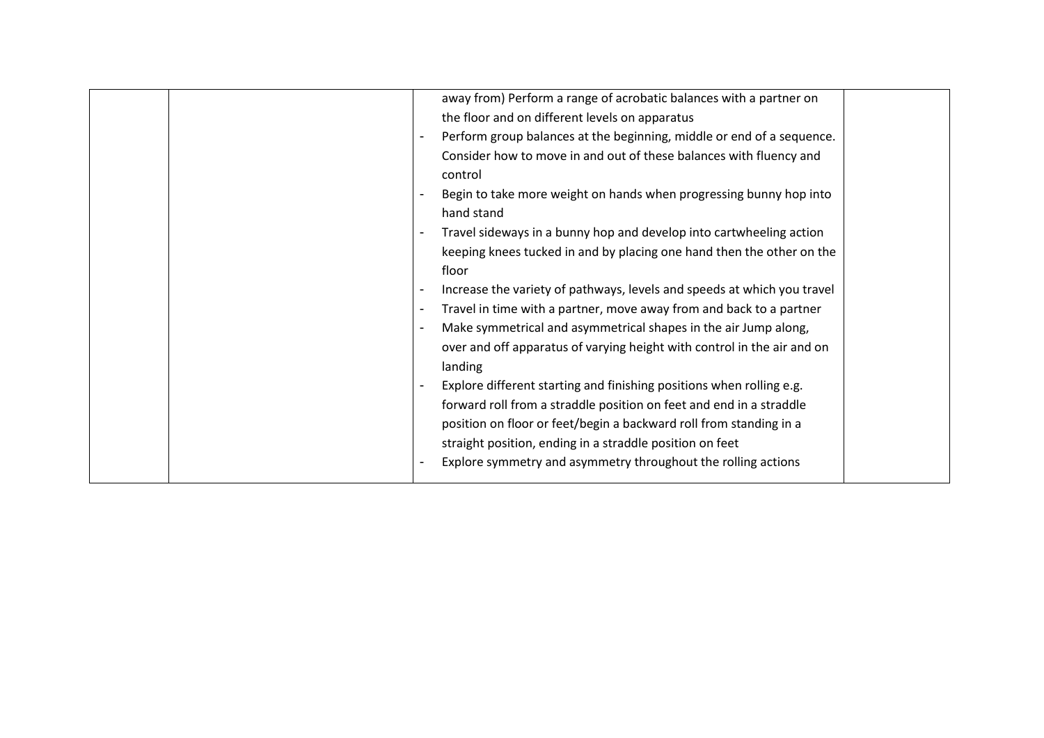|  |  | away from) Perform a range of acrobatic balances with a partner on the floor and on different levels on apparatus<br>- Perform group balances at the beginning, middle or end of a sequence. Consider how to move in and out of these balances with fluency and control<br>- Begin to take more weight on hands when progressing bunny hop into hand stand<br>- Travel sideways in a bunny hop and develop into cartwheeling action keeping knees tucked in and by placing one hand then the other on the floor<br>- Increase the variety of pathways, levels and speeds at which you travel<br>- Travel in time with a partner, move away from and back to a partner<br>- Make symmetrical and asymmetrical shapes in the air Jump along, over and off apparatus of varying height with control in the air and on landing<br>- Explore different starting and finishing positions when rolling e.g. forward roll from a straddle position on feet and end in a straddle position on floor or feet/begin a backward roll from standing in a straight position, ending in a straddle position on feet<br>- Explore symmetry and asymmetry throughout the rolling actions |  |
|---|---|---|---|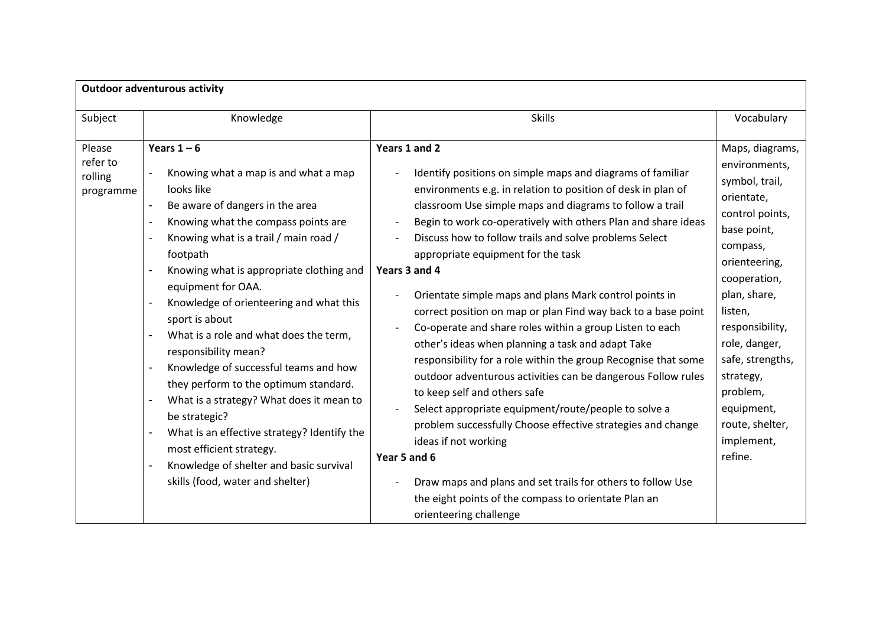| Outdoor adventurous activity | | | |
|---|---|---|---|
| Subject | Knowledge | Skills | Vocabulary |
| Please refer to rolling programme | **Years 1 – 6**<br>- Knowing what a map is and what a map looks like<br>- Be aware of dangers in the area<br>- Knowing what the compass points are<br>- Knowing what is a trail / main road / footpath<br>- Knowing what is appropriate clothing and equipment for OAA.<br>- Knowledge of orienteering and what this sport is about<br>- What is a role and what does the term, responsibility mean?<br>- Knowledge of successful teams and how they perform to the optimum standard.<br>- What is a strategy? What does it mean to be strategic?<br>- What is an effective strategy? Identify the most efficient strategy.<br>- Knowledge of shelter and basic survival skills (food, water and shelter) | **Years 1 and 2**<br>- Identify positions on simple maps and diagrams of familiar environments e.g. in relation to position of desk in plan of classroom Use simple maps and diagrams to follow a trail<br>- Begin to work co-operatively with others Plan and share ideas<br>- Discuss how to follow trails and solve problems Select appropriate equipment for the task<br>**Years 3 and 4**<br>- Orientate simple maps and plans Mark control points in correct position on map or plan Find way back to a base point<br>- Co-operate and share roles within a group Listen to each other's ideas when planning a task and adapt Take responsibility for a role within the group Recognise that some outdoor adventurous activities can be dangerous Follow rules to keep self and others safe<br>- Select appropriate equipment/route/people to solve a problem successfully Choose effective strategies and change ideas if not working<br>**Year 5 and 6**<br>- Draw maps and plans and set trails for others to follow Use the eight points of the compass to orientate Plan an orienteering challenge | Maps, diagrams, environments, symbol, trail, orientate, control points, base point, compass, orienteering, cooperation, plan, share, listen, responsibility, role, danger, safe, strengths, strategy, problem, equipment, route, shelter, implement, refine. |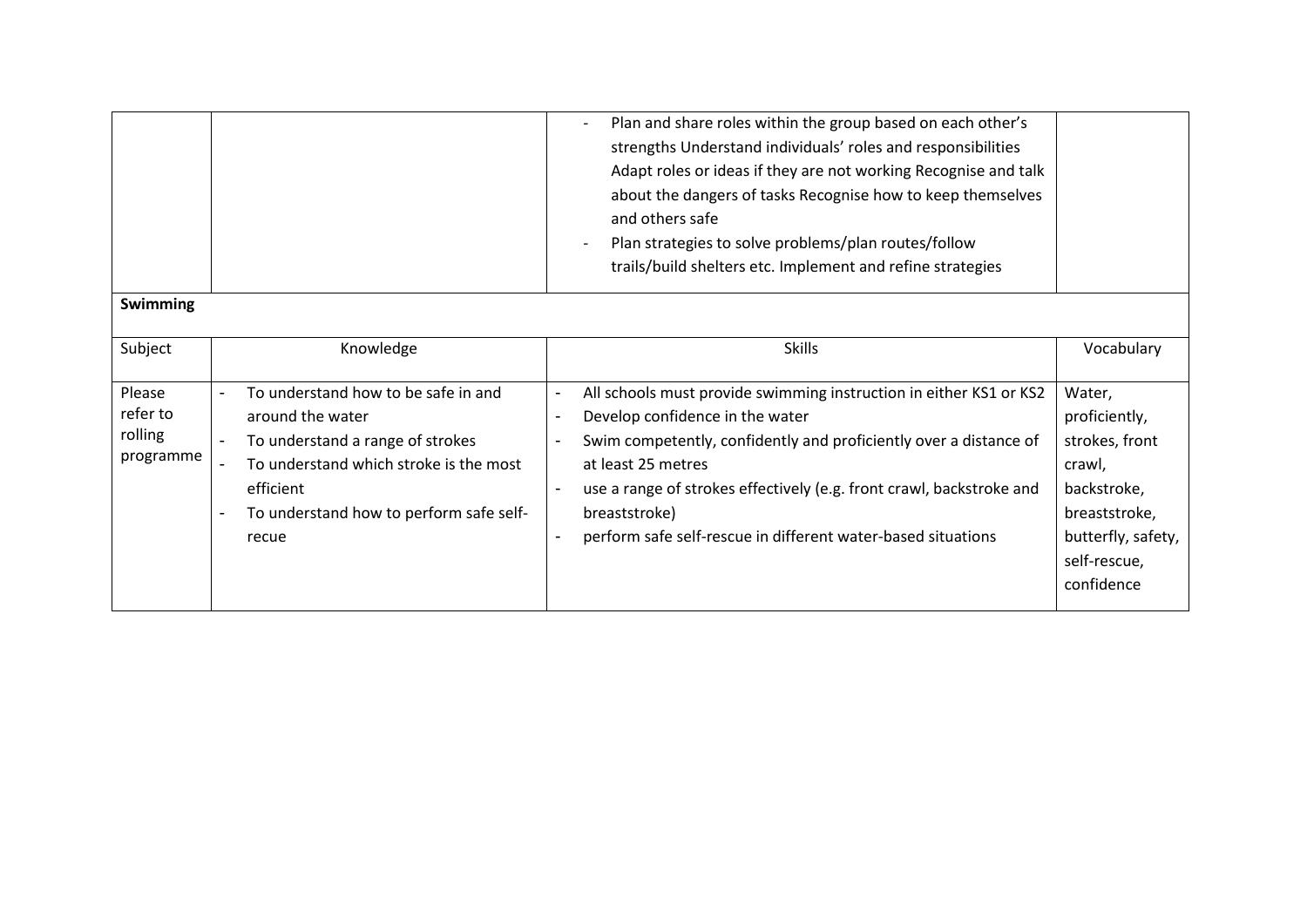| | | - Plan and share roles within the group based on each other's strengths Understand individuals' roles and responsibilities Adapt roles or ideas if they are not working Recognise and talk about the dangers of tasks Recognise how to keep themselves and others safe<br>- Plan strategies to solve problems/plan routes/follow trails/build shelters etc. Implement and refine strategies | |
|---|---|---|---|
| **Swimming** | | | |
| Subject | Knowledge | Skills | Vocabulary |
| Please refer to rolling programme | - To understand how to be safe in and around the water<br>- To understand a range of strokes<br>- To understand which stroke is the most efficient<br>- To understand how to perform safe self-recue | - All schools must provide swimming instruction in either KS1 or KS2<br>- Develop confidence in the water<br>- Swim competently, confidently and proficiently over a distance of at least 25 metres<br>- use a range of strokes effectively (e.g. front crawl, backstroke and breaststroke)<br>- perform safe self-rescue in different water-based situations | Water, proficiently, strokes, front crawl, backstroke, breaststroke, butterfly, safety, self-rescue, confidence |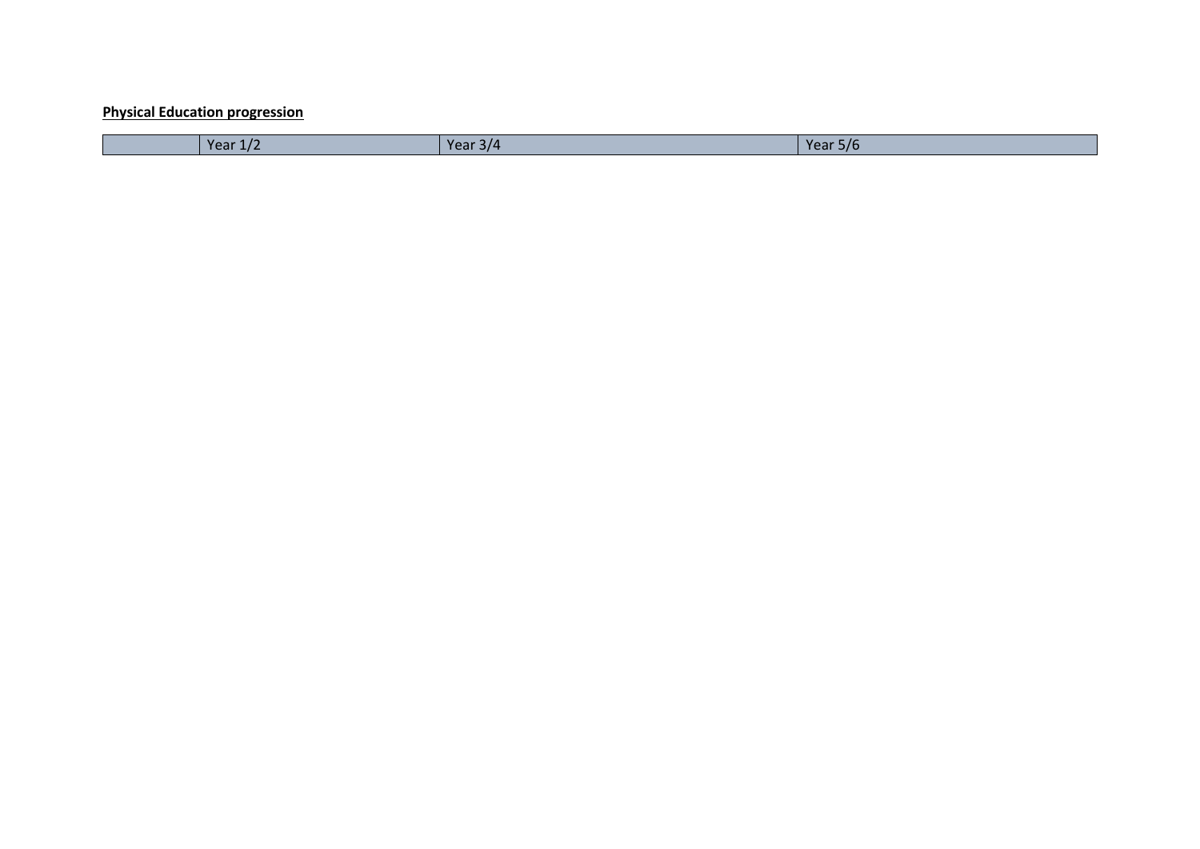**Physical Education progression**

| | Year 1/2 | Year 3/4 | Year 5/6 |
|---|---|---|---|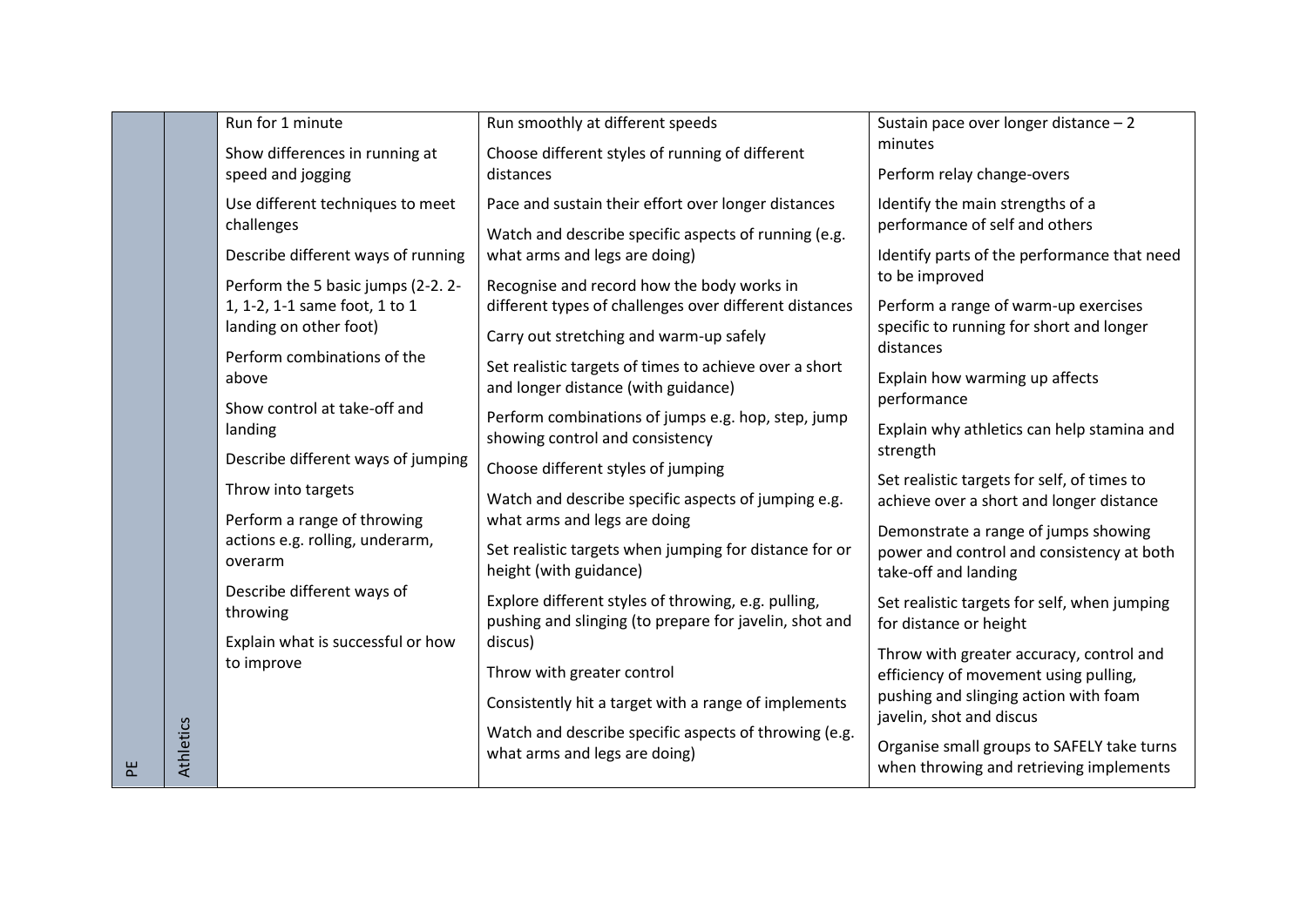| PE | Athletics | Run for 1 minute<br>Show differences in running at speed and jogging<br>Use different techniques to meet challenges<br>Describe different ways of running<br>Perform the 5 basic jumps (2-2. 2-1, 1-2, 1-1 same foot, 1 to 1 landing on other foot)<br>Perform combinations of the above<br>Show control at take-off and landing<br>Describe different ways of jumping<br>Throw into targets<br>Perform a range of throwing actions e.g. rolling, underarm, overarm<br>Describe different ways of throwing<br>Explain what is successful or how to improve | Run smoothly at different speeds<br>Choose different styles of running of different distances<br>Pace and sustain their effort over longer distances<br>Watch and describe specific aspects of running (e.g. what arms and legs are doing)<br>Recognise and record how the body works in different types of challenges over different distances<br>Carry out stretching and warm-up safely<br>Set realistic targets of times to achieve over a short and longer distance (with guidance)<br>Perform combinations of jumps e.g. hop, step, jump showing control and consistency<br>Choose different styles of jumping<br>Watch and describe specific aspects of jumping e.g. what arms and legs are doing<br>Set realistic targets when jumping for distance for or height (with guidance)<br>Explore different styles of throwing, e.g. pulling, pushing and slinging (to prepare for javelin, shot and discus)<br>Throw with greater control<br>Consistently hit a target with a range of implements<br>Watch and describe specific aspects of throwing (e.g. what arms and legs are doing) | Sustain pace over longer distance – 2 minutes<br>Perform relay change-overs<br>Identify the main strengths of a performance of self and others<br>Identify parts of the performance that need to be improved<br>Perform a range of warm-up exercises specific to running for short and longer distances<br>Explain how warming up affects performance<br>Explain why athletics can help stamina and strength<br>Set realistic targets for self, of times to achieve over a short and longer distance<br>Demonstrate a range of jumps showing power and control and consistency at both take-off and landing<br>Set realistic targets for self, when jumping for distance or height<br>Throw with greater accuracy, control and efficiency of movement using pulling, pushing and slinging action with foam javelin, shot and discus<br>Organise small groups to SAFELY take turns when throwing and retrieving implements |
|---|---|---|---|---|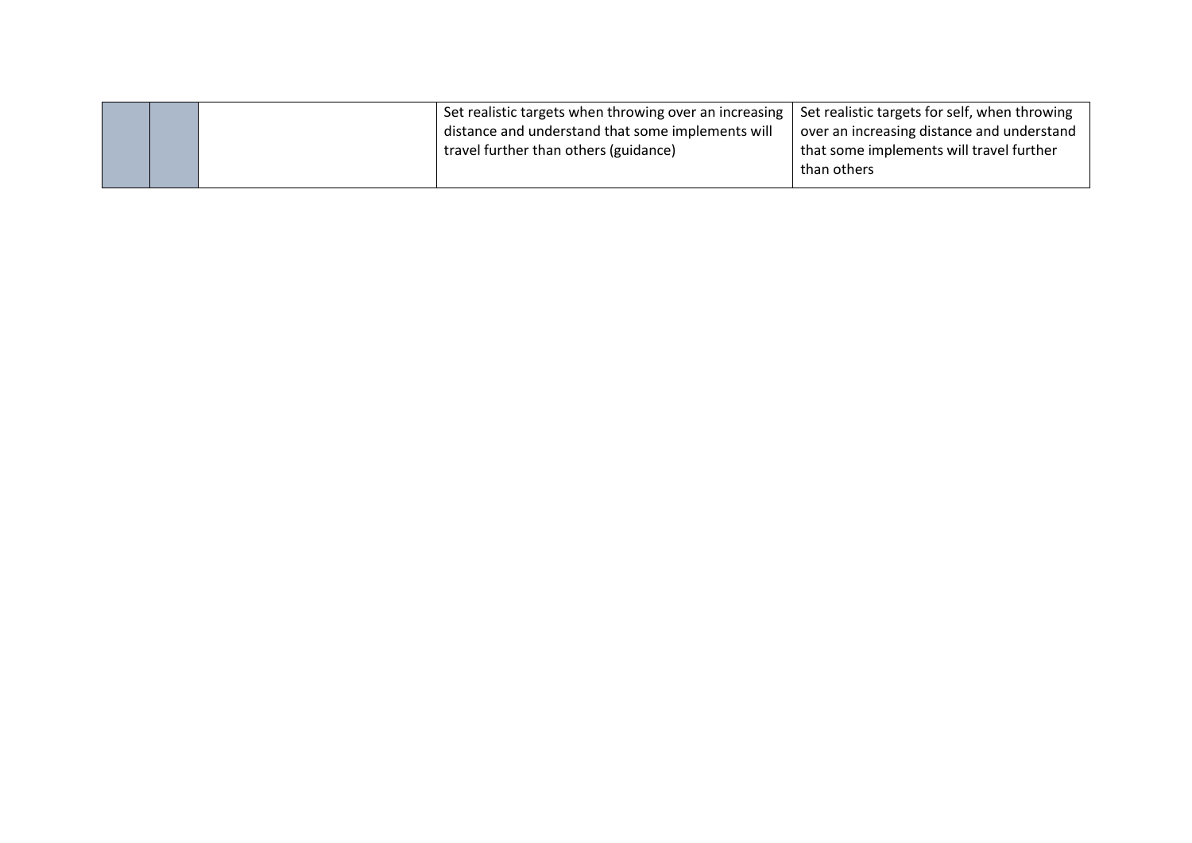| | | | | |
|---|---|---|---|---|
| | | | Set realistic targets when throwing over an increasing distance and understand that some implements will travel further than others (guidance) | Set realistic targets for self, when throwing over an increasing distance and understand that some implements will travel further than others |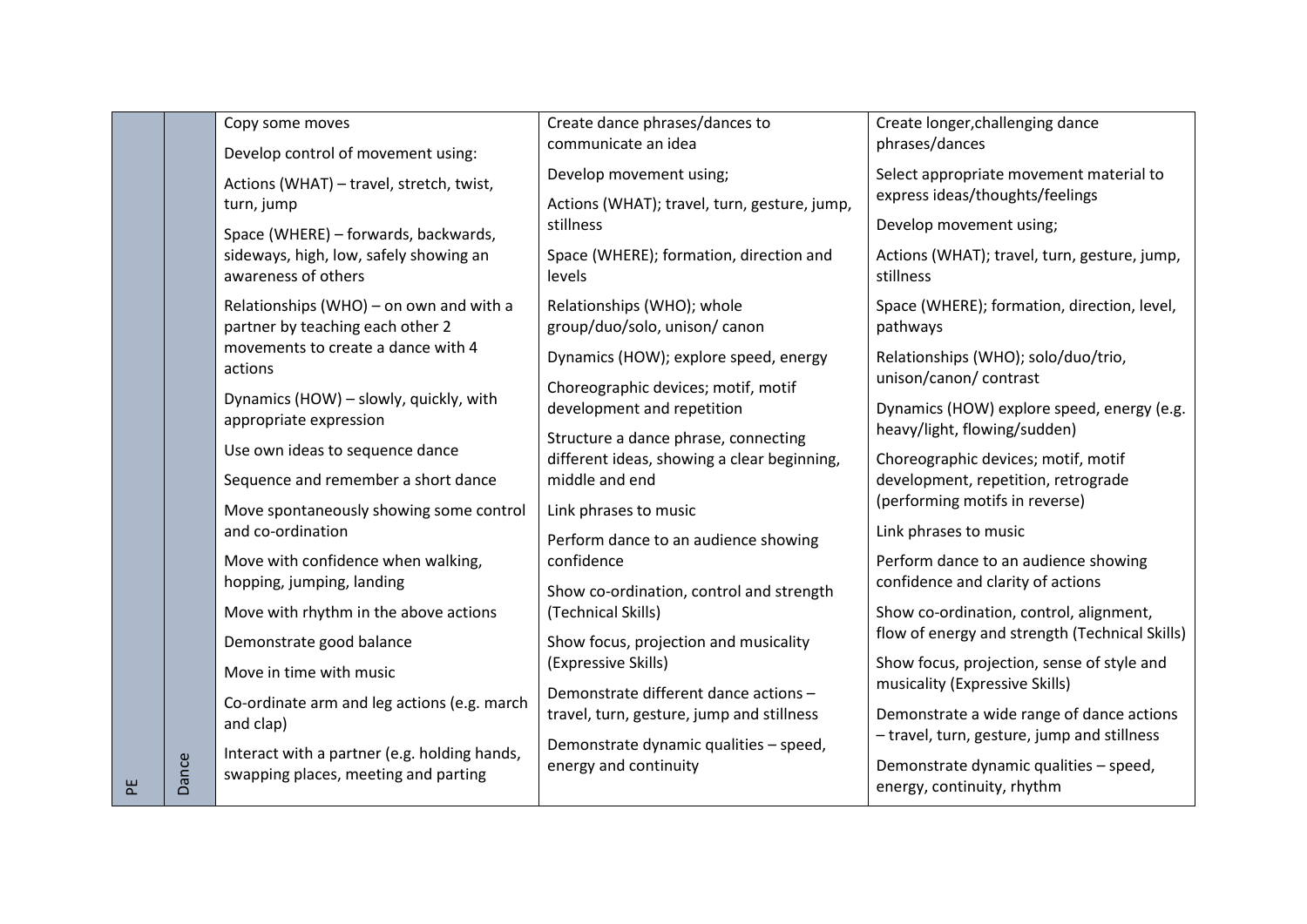| | | | | |
|---|---|---|---|---|
| PE | Dance | Copy some moves<br><br>Develop control of movement using:<br><br>Actions (WHAT) – travel, stretch, twist, turn, jump<br><br>Space (WHERE) – forwards, backwards, sideways, high, low, safely showing an awareness of others<br><br>Relationships (WHO) – on own and with a partner by teaching each other 2 movements to create a dance with 4 actions<br><br>Dynamics (HOW) – slowly, quickly, with appropriate expression<br><br>Use own ideas to sequence dance<br><br>Sequence and remember a short dance<br><br>Move spontaneously showing some control and co-ordination<br><br>Move with confidence when walking, hopping, jumping, landing<br><br>Move with rhythm in the above actions<br><br>Demonstrate good balance<br><br>Move in time with music<br><br>Co-ordinate arm and leg actions (e.g. march and clap)<br><br>Interact with a partner (e.g. holding hands, swapping places, meeting and parting | Create dance phrases/dances to communicate an idea<br><br>Develop movement using;<br><br>Actions (WHAT); travel, turn, gesture, jump, stillness<br><br>Space (WHERE); formation, direction and levels<br><br>Relationships (WHO); whole group/duo/solo, unison/ canon<br><br>Dynamics (HOW); explore speed, energy<br><br>Choreographic devices; motif, motif development and repetition<br><br>Structure a dance phrase, connecting different ideas, showing a clear beginning, middle and end<br><br>Link phrases to music<br><br>Perform dance to an audience showing confidence<br><br>Show co-ordination, control and strength (Technical Skills)<br><br>Show focus, projection and musicality (Expressive Skills)<br><br>Demonstrate different dance actions – travel, turn, gesture, jump and stillness<br><br>Demonstrate dynamic qualities – speed, energy and continuity | Create longer,challenging dance phrases/dances<br><br>Select appropriate movement material to express ideas/thoughts/feelings<br><br>Develop movement using;<br><br>Actions (WHAT); travel, turn, gesture, jump, stillness<br><br>Space (WHERE); formation, direction, level, pathways<br><br>Relationships (WHO); solo/duo/trio, unison/canon/ contrast<br><br>Dynamics (HOW) explore speed, energy (e.g. heavy/light, flowing/sudden)<br><br>Choreographic devices; motif, motif development, repetition, retrograde (performing motifs in reverse)<br><br>Link phrases to music<br><br>Perform dance to an audience showing confidence and clarity of actions<br><br>Show co-ordination, control, alignment, flow of energy and strength (Technical Skills)<br><br>Show focus, projection, sense of style and musicality (Expressive Skills)<br><br>Demonstrate a wide range of dance actions – travel, turn, gesture, jump and stillness<br><br>Demonstrate dynamic qualities – speed, energy, continuity, rhythm |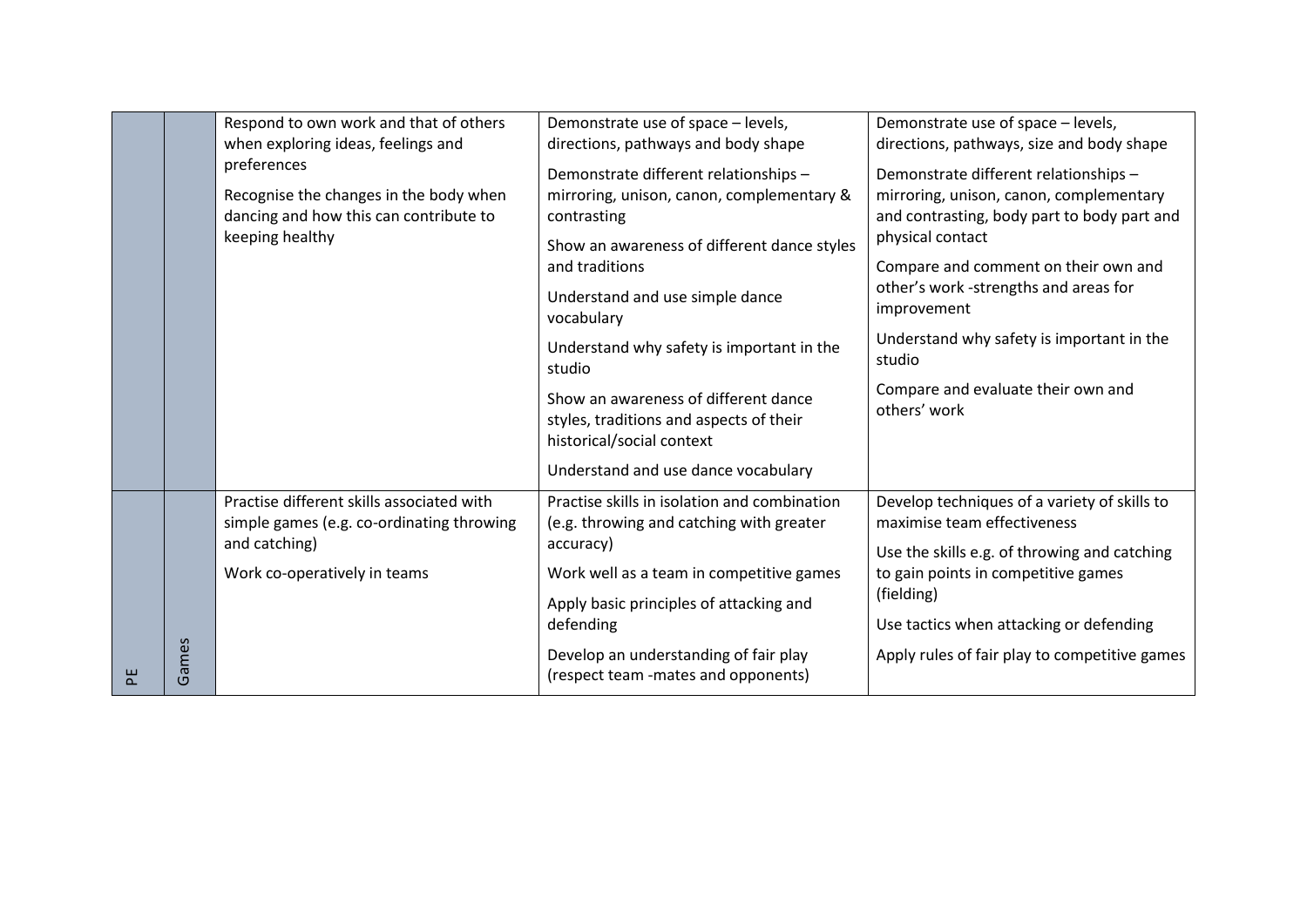| | | | | |
|---|---|---|---|---|
| | | Respond to own work and that of others when exploring ideas, feelings and preferences<br><br>Recognise the changes in the body when dancing and how this can contribute to keeping healthy | Demonstrate use of space – levels, directions, pathways and body shape<br><br>Demonstrate different relationships – mirroring, unison, canon, complementary & contrasting<br><br>Show an awareness of different dance styles and traditions<br><br>Understand and use simple dance vocabulary<br><br>Understand why safety is important in the studio<br><br>Show an awareness of different dance styles, traditions and aspects of their historical/social context<br><br>Understand and use dance vocabulary | Demonstrate use of space – levels, directions, pathways, size and body shape<br><br>Demonstrate different relationships – mirroring, unison, canon, complementary and contrasting, body part to body part and physical contact<br><br>Compare and comment on their own and other's work -strengths and areas for improvement<br><br>Understand why safety is important in the studio<br><br>Compare and evaluate their own and others' work |
| PE | Games | Practise different skills associated with simple games (e.g. co-ordinating throwing and catching)<br><br>Work co-operatively in teams | Practise skills in isolation and combination (e.g. throwing and catching with greater accuracy)<br><br>Work well as a team in competitive games<br><br>Apply basic principles of attacking and defending<br><br>Develop an understanding of fair play (respect team -mates and opponents) | Develop techniques of a variety of skills to maximise team effectiveness<br><br>Use the skills e.g. of throwing and catching to gain points in competitive games (fielding)<br><br>Use tactics when attacking or defending<br><br>Apply rules of fair play to competitive games |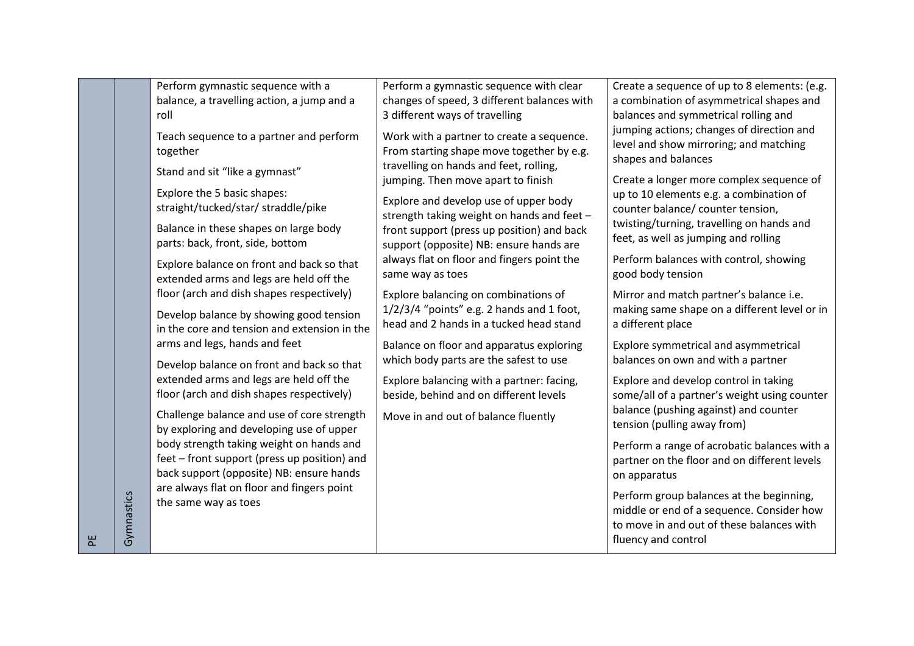| PE | Gymnastics | Perform gymnastic sequence with a balance, a travelling action, a jump and a roll<br><br>Teach sequence to a partner and perform together<br><br>Stand and sit "like a gymnast"<br><br>Explore the 5 basic shapes: straight/tucked/star/ straddle/pike<br><br>Balance in these shapes on large body parts: back, front, side, bottom<br><br>Explore balance on front and back so that extended arms and legs are held off the floor (arch and dish shapes respectively)<br><br>Develop balance by showing good tension in the core and tension and extension in the arms and legs, hands and feet<br><br>Develop balance on front and back so that extended arms and legs are held off the floor (arch and dish shapes respectively)<br><br>Challenge balance and use of core strength by exploring and developing use of upper body strength taking weight on hands and feet – front support (press up position) and back support (opposite) NB: ensure hands are always flat on floor and fingers point the same way as toes | Perform a gymnastic sequence with clear changes of speed, 3 different balances with 3 different ways of travelling<br><br>Work with a partner to create a sequence. From starting shape move together by e.g. travelling on hands and feet, rolling, jumping. Then move apart to finish<br><br>Explore and develop use of upper body strength taking weight on hands and feet – front support (press up position) and back support (opposite) NB: ensure hands are always flat on floor and fingers point the same way as toes<br><br>Explore balancing on combinations of 1/2/3/4 "points" e.g. 2 hands and 1 foot, head and 2 hands in a tucked head stand<br><br>Balance on floor and apparatus exploring which body parts are the safest to use<br><br>Explore balancing with a partner: facing, beside, behind and on different levels<br><br>Move in and out of balance fluently | Create a sequence of up to 8 elements: (e.g. a combination of asymmetrical shapes and balances and symmetrical rolling and jumping actions; changes of direction and level and show mirroring; and matching shapes and balances<br><br>Create a longer more complex sequence of up to 10 elements e.g. a combination of counter balance/ counter tension, twisting/turning, travelling on hands and feet, as well as jumping and rolling<br><br>Perform balances with control, showing good body tension<br><br>Mirror and match partner's balance i.e. making same shape on a different level or in a different place<br><br>Explore symmetrical and asymmetrical balances on own and with a partner<br><br>Explore and develop control in taking some/all of a partner's weight using counter balance (pushing against) and counter tension (pulling away from)<br><br>Perform a range of acrobatic balances with a partner on the floor and on different levels on apparatus<br><br>Perform group balances at the beginning, middle or end of a sequence. Consider how to move in and out of these balances with fluency and control |
|---|---|---|---|---|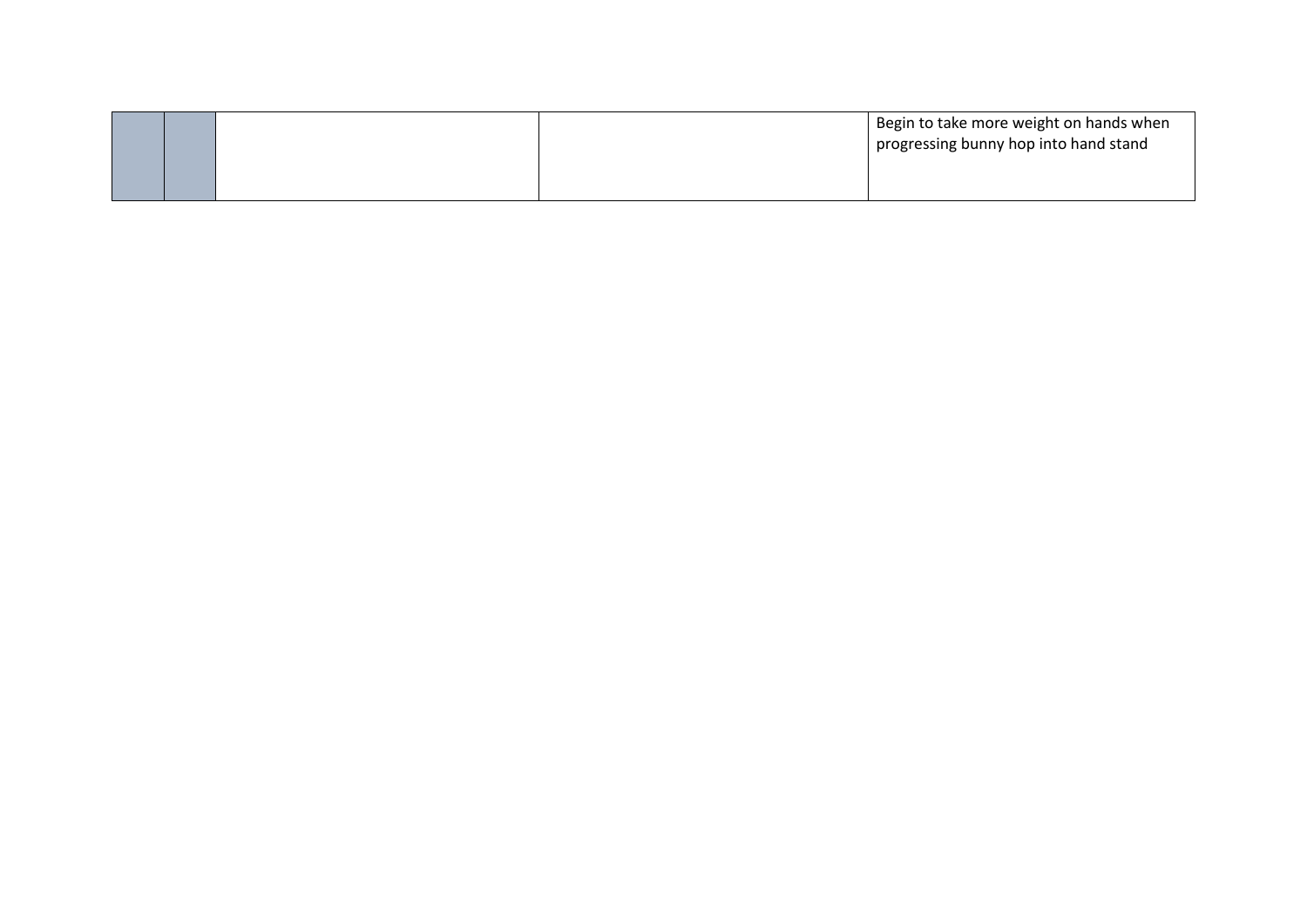| | | | | |
|---|---|---|---|---|
| | | | | Begin to take more weight on hands when progressing bunny hop into hand stand |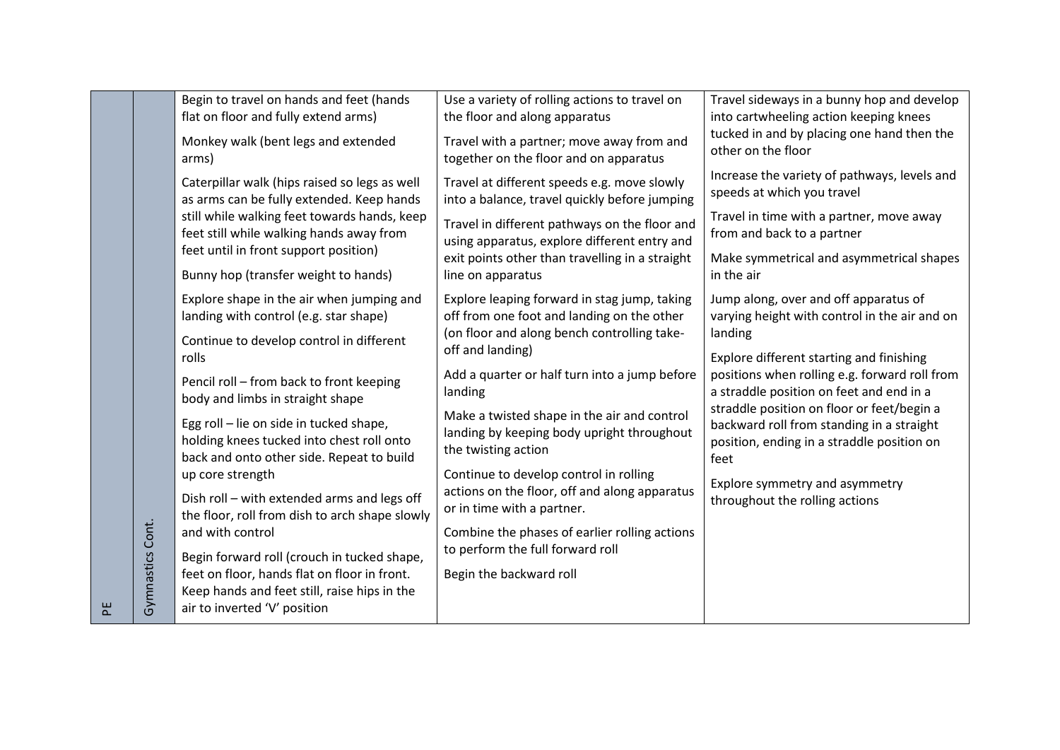| PE | Gymnastics Cont. | Begin to travel on hands and feet (hands flat on floor and fully extend arms)<br><br>Monkey walk (bent legs and extended arms)<br><br>Caterpillar walk (hips raised so legs as well as arms can be fully extended. Keep hands still while walking feet towards hands, keep feet still while walking hands away from feet until in front support position)<br><br>Bunny hop (transfer weight to hands)<br><br>Explore shape in the air when jumping and landing with control (e.g. star shape)<br><br>Continue to develop control in different rolls<br><br>Pencil roll – from back to front keeping body and limbs in straight shape<br><br>Egg roll – lie on side in tucked shape, holding knees tucked into chest roll onto back and onto other side. Repeat to build up core strength<br><br>Dish roll – with extended arms and legs off the floor, roll from dish to arch shape slowly and with control<br><br>Begin forward roll (crouch in tucked shape, feet on floor, hands flat on floor in front. Keep hands and feet still, raise hips in the air to inverted 'V' position | Use a variety of rolling actions to travel on the floor and along apparatus<br><br>Travel with a partner; move away from and together on the floor and on apparatus<br><br>Travel at different speeds e.g. move slowly into a balance, travel quickly before jumping<br><br>Travel in different pathways on the floor and using apparatus, explore different entry and exit points other than travelling in a straight line on apparatus<br><br>Explore leaping forward in stag jump, taking off from one foot and landing on the other (on floor and along bench controlling take-off and landing)<br><br>Add a quarter or half turn into a jump before landing<br><br>Make a twisted shape in the air and control landing by keeping body upright throughout the twisting action<br><br>Continue to develop control in rolling actions on the floor, off and along apparatus or in time with a partner.<br><br>Combine the phases of earlier rolling actions to perform the full forward roll<br><br>Begin the backward roll | Travel sideways in a bunny hop and develop into cartwheeling action keeping knees tucked in and by placing one hand then the other on the floor<br><br>Increase the variety of pathways, levels and speeds at which you travel<br><br>Travel in time with a partner, move away from and back to a partner<br><br>Make symmetrical and asymmetrical shapes in the air<br><br>Jump along, over and off apparatus of varying height with control in the air and on landing<br><br>Explore different starting and finishing positions when rolling e.g. forward roll from a straddle position on feet and end in a straddle position on floor or feet/begin a backward roll from standing in a straight position, ending in a straddle position on feet<br><br>Explore symmetry and asymmetry throughout the rolling actions |
|---|---|---|---|---|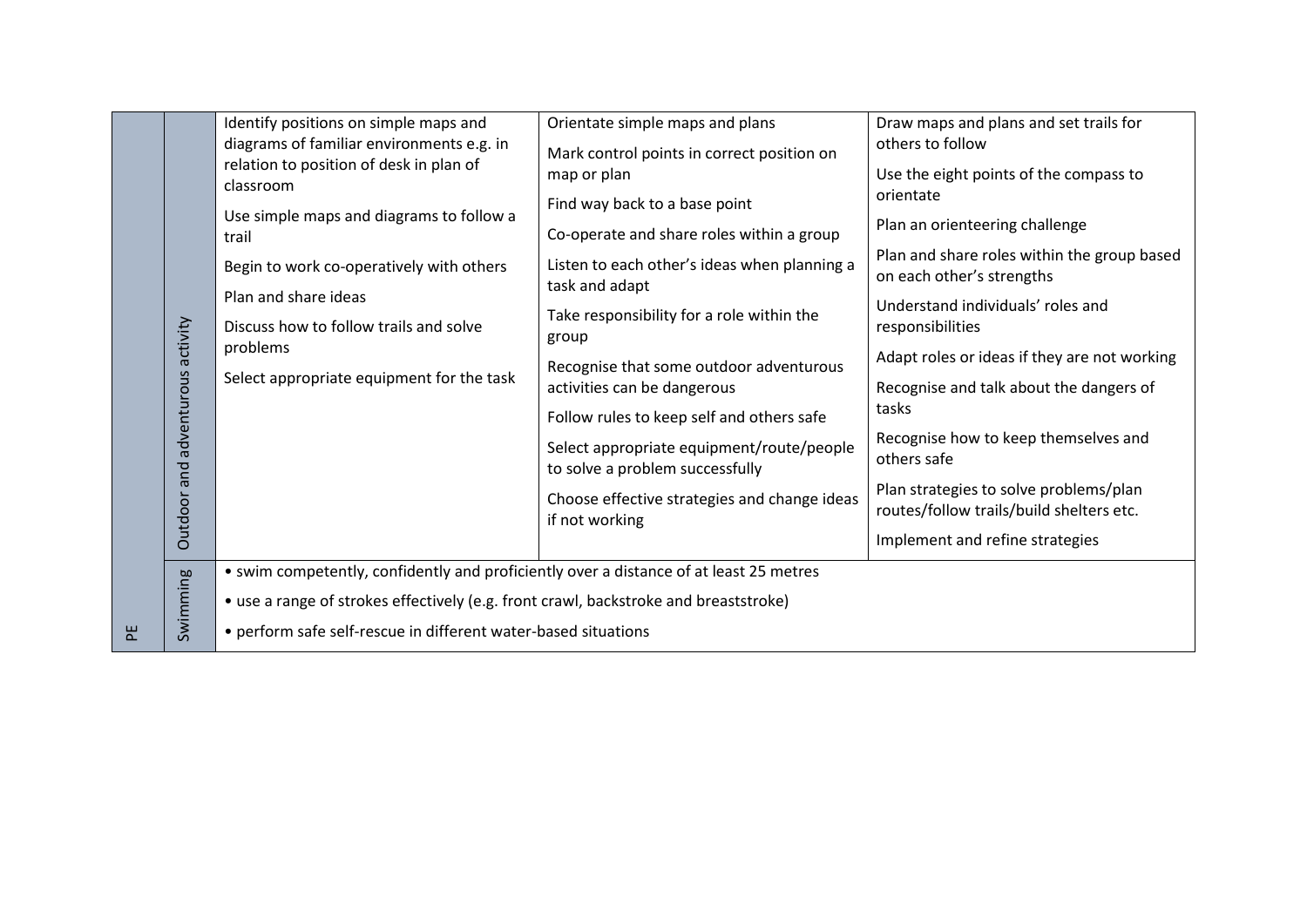| | | | | |
|---|---|---|---|---|
| PE | Outdoor and adventurous activity | Identify positions on simple maps and diagrams of familiar environments e.g. in relation to position of desk in plan of classroom<br><br>Use simple maps and diagrams to follow a trail<br><br>Begin to work co-operatively with others<br><br>Plan and share ideas<br><br>Discuss how to follow trails and solve problems<br><br>Select appropriate equipment for the task | Orientate simple maps and plans<br><br>Mark control points in correct position on map or plan<br><br>Find way back to a base point<br><br>Co-operate and share roles within a group<br><br>Listen to each other's ideas when planning a task and adapt<br><br>Take responsibility for a role within the group<br><br>Recognise that some outdoor adventurous activities can be dangerous<br><br>Follow rules to keep self and others safe<br><br>Select appropriate equipment/route/people to solve a problem successfully<br><br>Choose effective strategies and change ideas if not working | Draw maps and plans and set trails for others to follow<br><br>Use the eight points of the compass to orientate<br><br>Plan an orienteering challenge<br><br>Plan and share roles within the group based on each other's strengths<br><br>Understand individuals' roles and responsibilities<br><br>Adapt roles or ideas if they are not working<br><br>Recognise and talk about the dangers of tasks<br><br>Recognise how to keep themselves and others safe<br><br>Plan strategies to solve problems/plan routes/follow trails/build shelters etc.<br><br>Implement and refine strategies |
| | Swimming | • swim competently, confidently and proficiently over a distance of at least 25 metres<br><br>• use a range of strokes effectively (e.g. front crawl, backstroke and breaststroke)<br><br>• perform safe self-rescue in different water-based situations | | |